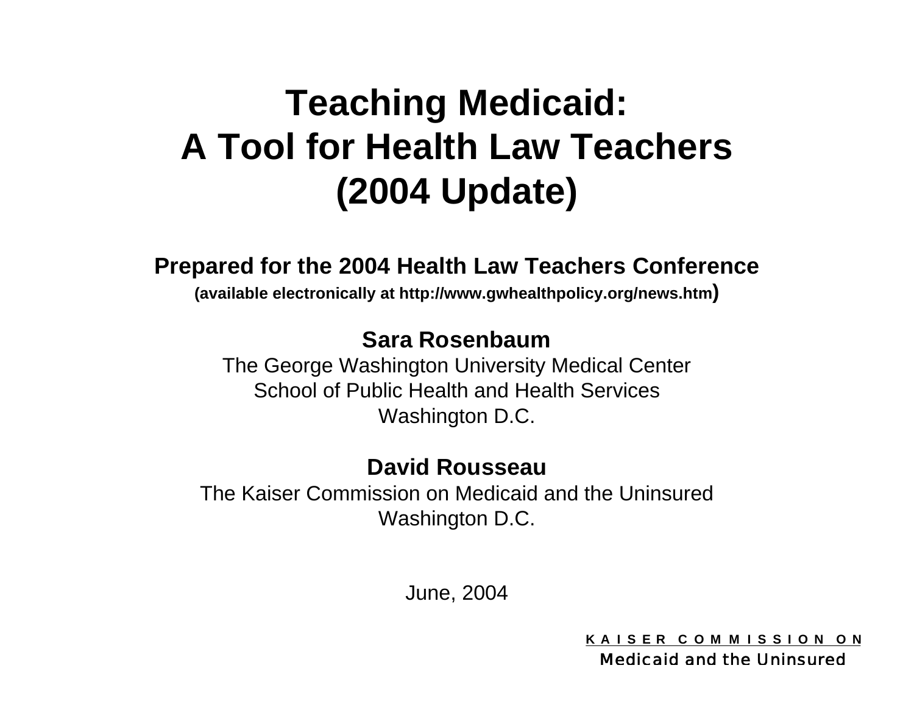# Teaching Medicaid:
# A Tool for Health Law Teachers
# (2004 Update)

**Prepared for the 2004 Health Law Teachers Conference**

**(available electronically at http://www.gwhealthpolicy.org/news.htm)**

**Sara Rosenbaum**
The George Washington University Medical Center
School of Public Health and Health Services
Washington D.C.

**David Rousseau**
The Kaiser Commission on Medicaid and the Uninsured
Washington D.C.

June, 2004

KAISER COMMISSION ON
Medicaid and the Uninsured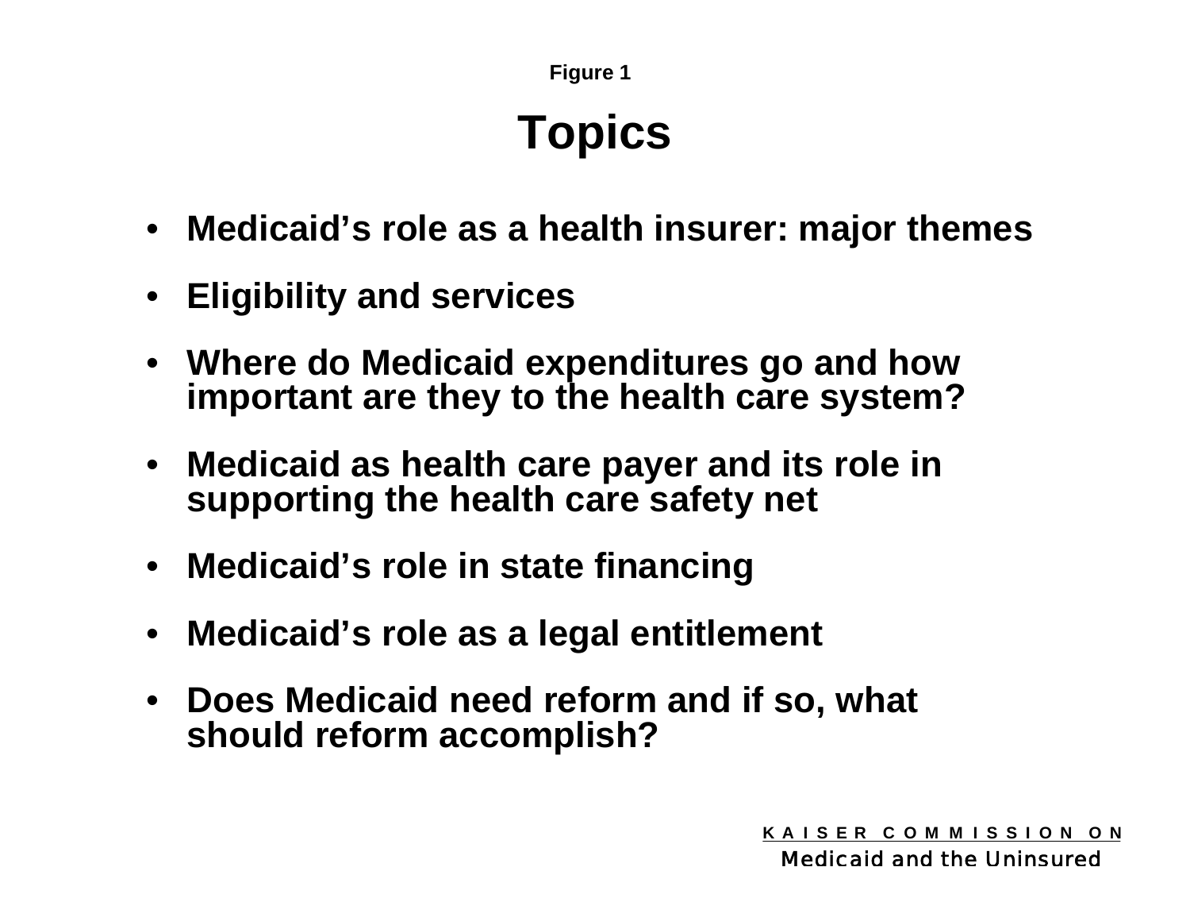Figure 1

# Topics

- **Medicaid's role as a health insurer: major themes**
- **Eligibility and services**
- **Where do Medicaid expenditures go and how important are they to the health care system?**
- **Medicaid as health care payer and its role in supporting the health care safety net**
- **Medicaid's role in state financing**
- **Medicaid's role as a legal entitlement**
- **Does Medicaid need reform and if so, what should reform accomplish?**

KAISER COMMISSION ON
Medicaid and the Uninsured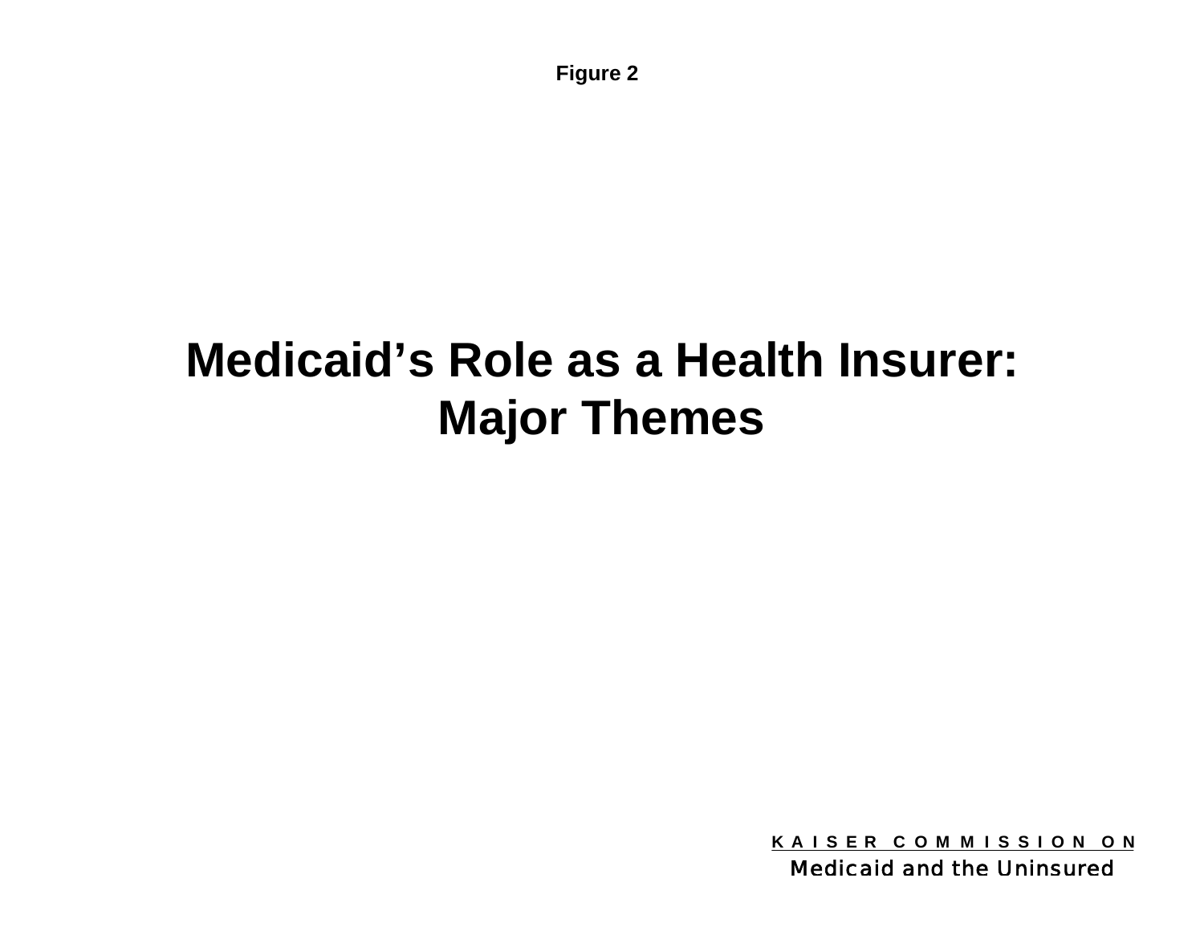Figure 2

# Medicaid's Role as a Health Insurer: Major Themes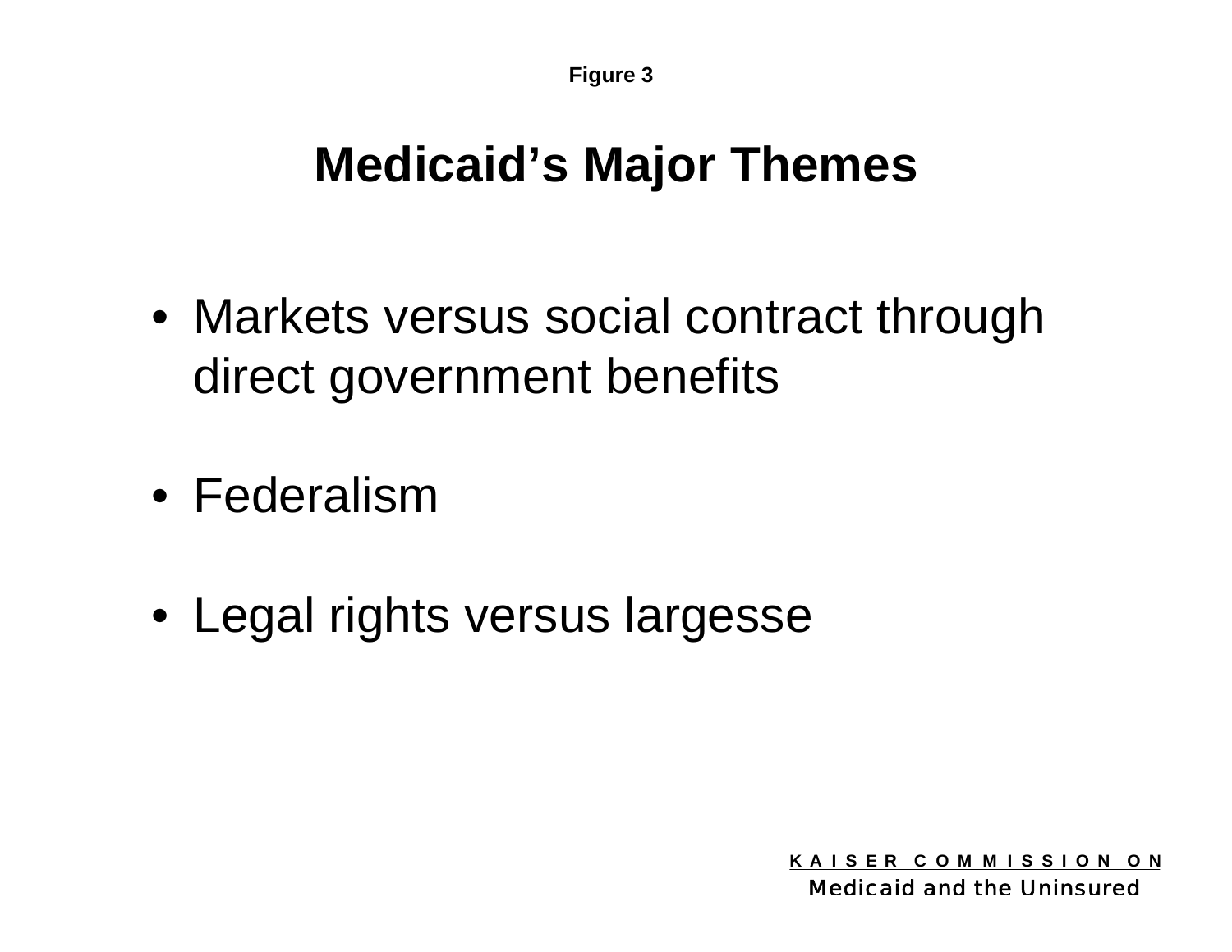Figure 3

# Medicaid's Major Themes

- Markets versus social contract through direct government benefits
- Federalism
- Legal rights versus largesse

KAISER COMMISSION ON
Medicaid and the Uninsured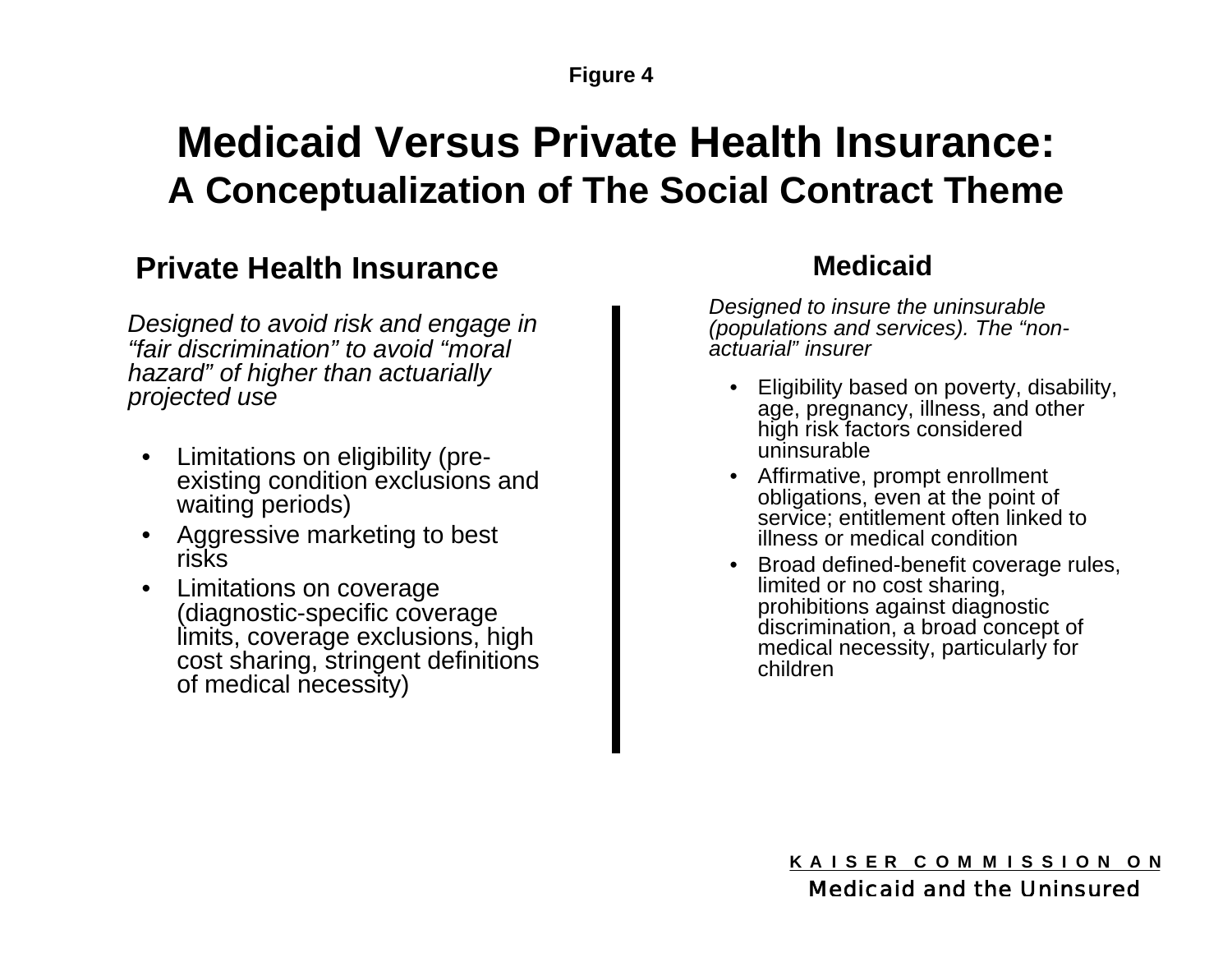**Figure 4**

# Medicaid Versus Private Health Insurance:
## A Conceptualization of The Social Contract Theme

### Private Health Insurance

*Designed to avoid risk and engage in "fair discrimination" to avoid "moral hazard" of higher than actuarially projected use*

- Limitations on eligibility (pre-existing condition exclusions and waiting periods)
- Aggressive marketing to best risks
- Limitations on coverage (diagnostic-specific coverage limits, coverage exclusions, high cost sharing, stringent definitions of medical necessity)

### Medicaid

*Designed to insure the uninsurable (populations and services). The "non-actuarial" insurer*

- Eligibility based on poverty, disability, age, pregnancy, illness, and other high risk factors considered uninsurable
- Affirmative, prompt enrollment obligations, even at the point of service; entitlement often linked to illness or medical condition
- Broad defined-benefit coverage rules, limited or no cost sharing, prohibitions against diagnostic discrimination, a broad concept of medical necessity, particularly for children

KAISER COMMISSION ON
Medicaid and the Uninsured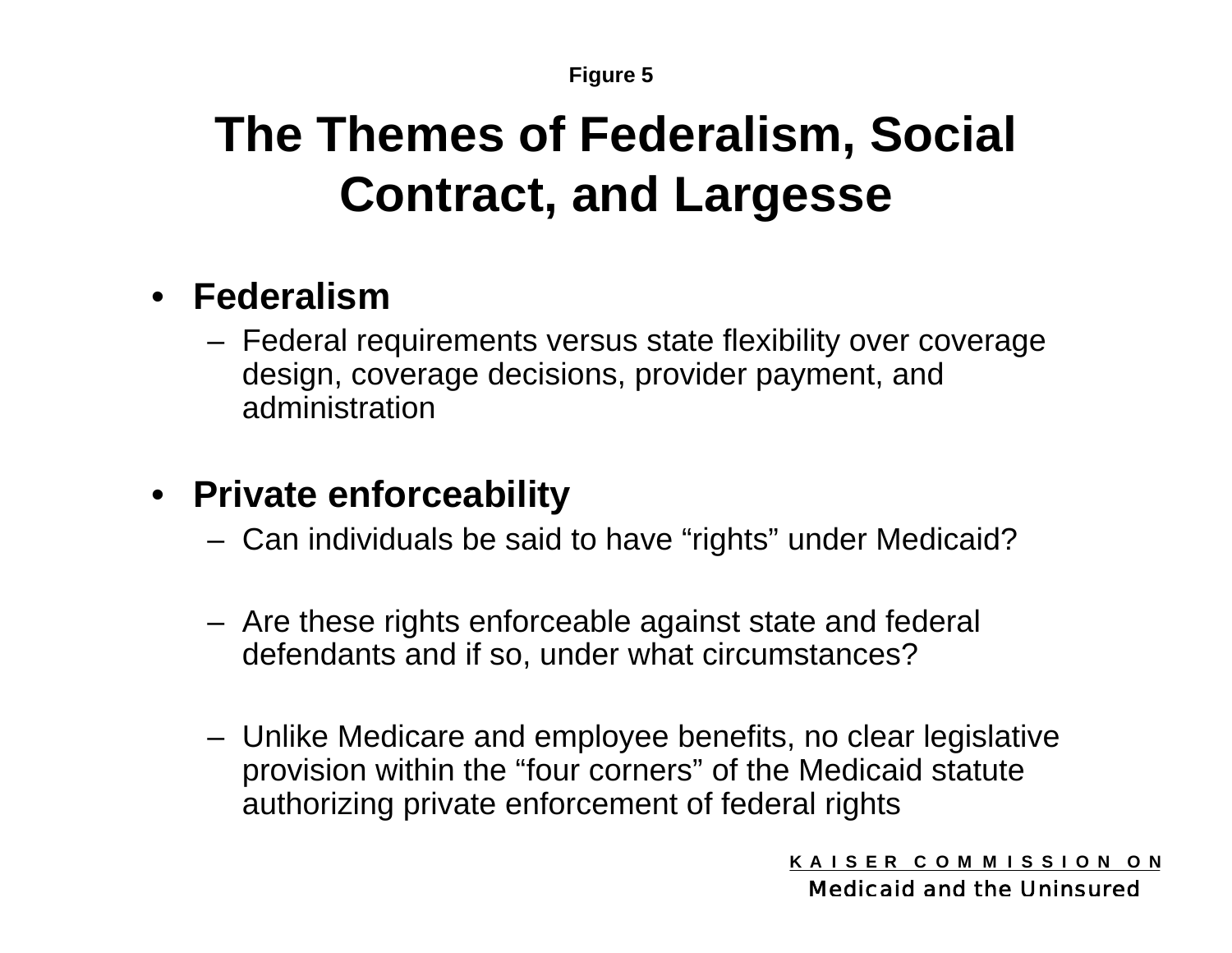Figure 5

# The Themes of Federalism, Social Contract, and Largesse

- **Federalism**
  - Federal requirements versus state flexibility over coverage design, coverage decisions, provider payment, and administration

- **Private enforceability**
  - Can individuals be said to have "rights" under Medicaid?
  - Are these rights enforceable against state and federal defendants and if so, under what circumstances?
  - Unlike Medicare and employee benefits, no clear legislative provision within the "four corners" of the Medicaid statute authorizing private enforcement of federal rights

KAISER COMMISSION ON
Medicaid and the Uninsured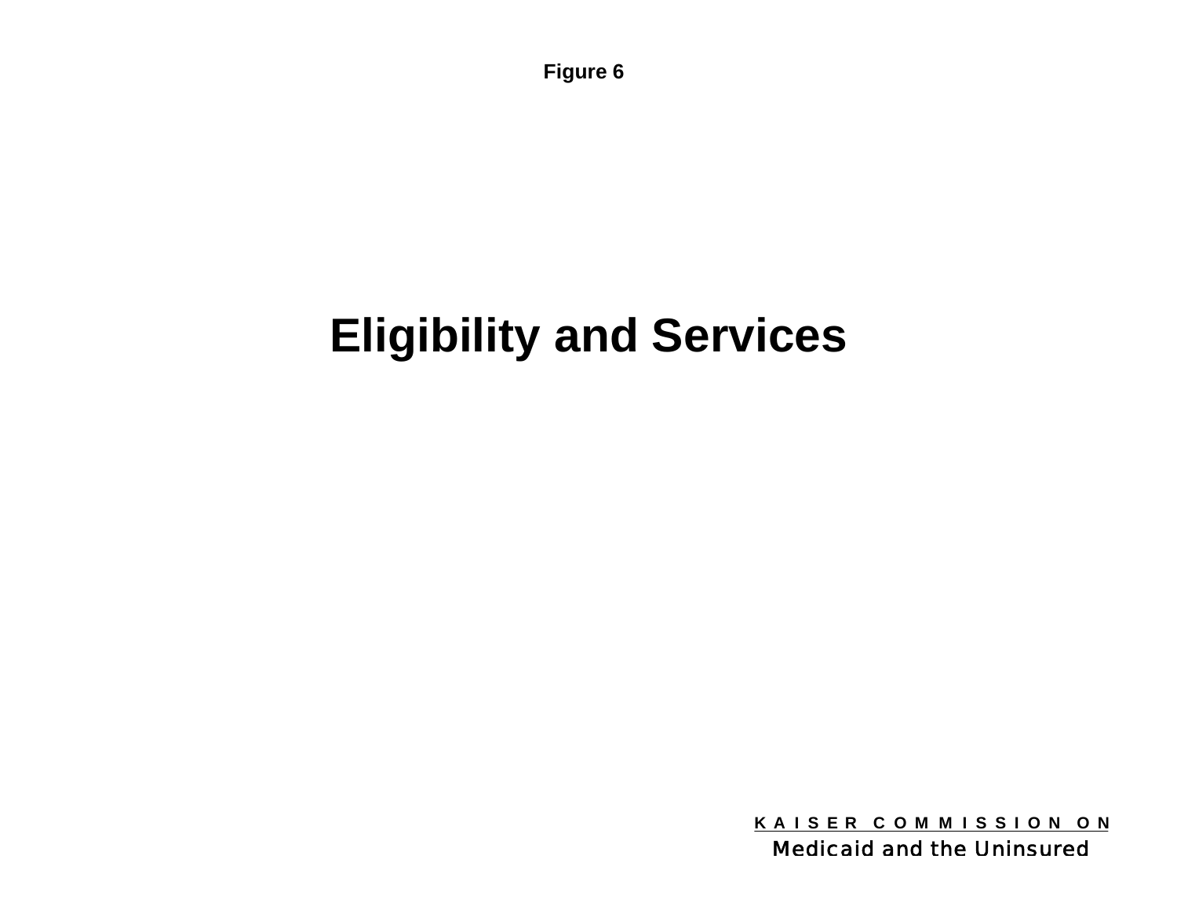Figure 6

# Eligibility and Services

KAISER COMMISSION ON
Medicaid and the Uninsured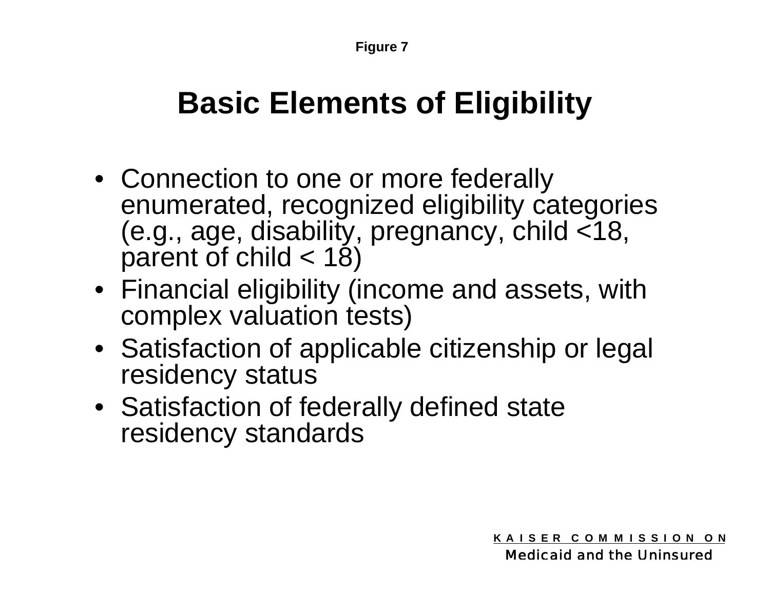Figure 7

# Basic Elements of Eligibility

- Connection to one or more federally enumerated, recognized eligibility categories (e.g., age, disability, pregnancy, child <18, parent of child < 18)
- Financial eligibility (income and assets, with complex valuation tests)
- Satisfaction of applicable citizenship or legal residency status
- Satisfaction of federally defined state residency standards

KAISER COMMISSION ON
Medicaid and the Uninsured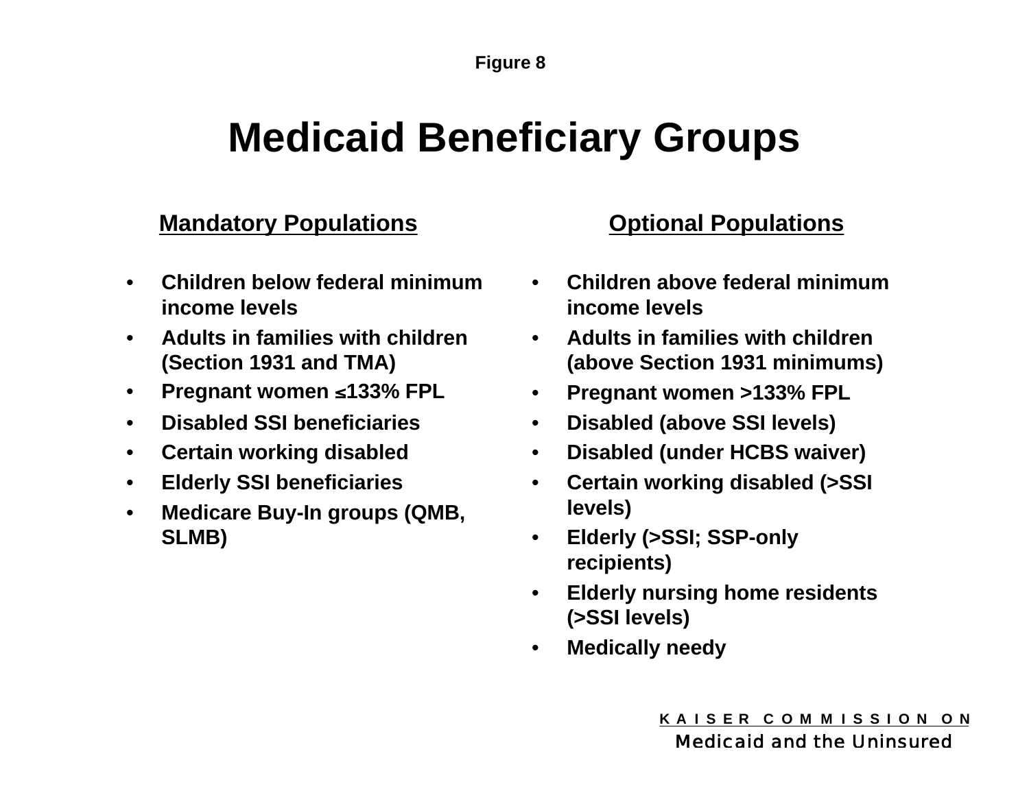Figure 8

# Medicaid Beneficiary Groups

**Mandatory Populations**

- Children below federal minimum income levels
- Adults in families with children (Section 1931 and TMA)
- Pregnant women ≤133% FPL
- Disabled SSI beneficiaries
- Certain working disabled
- Elderly SSI beneficiaries
- Medicare Buy-In groups (QMB, SLMB)

**Optional Populations**

- Children above federal minimum income levels
- Adults in families with children (above Section 1931 minimums)
- Pregnant women >133% FPL
- Disabled (above SSI levels)
- Disabled (under HCBS waiver)
- Certain working disabled (>SSI levels)
- Elderly (>SSI; SSP-only recipients)
- Elderly nursing home residents (>SSI levels)
- Medically needy

KAISER COMMISSION ON
Medicaid and the Uninsured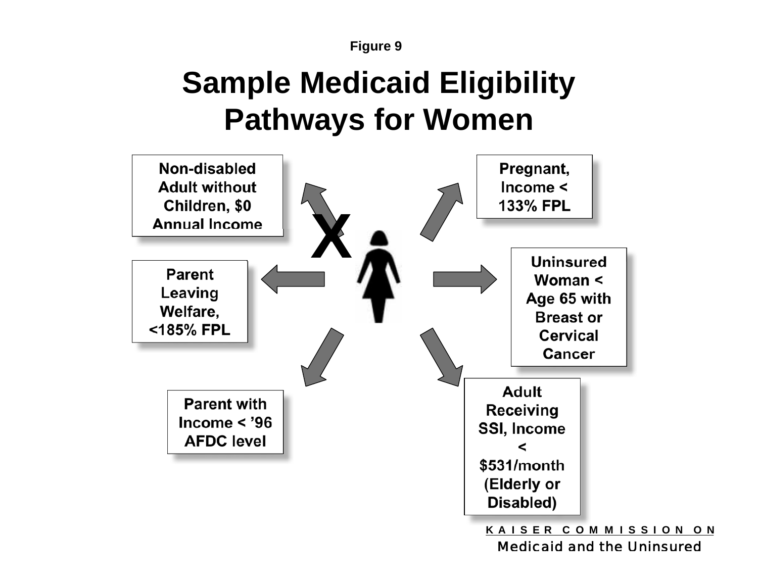Figure 9

# Sample Medicaid Eligibility Pathways for Women

- Non-disabled Adult without Children, $0 Annual Income (X)
- Pregnant, Income < 133% FPL
- Parent Leaving Welfare, <185% FPL
- Uninsured Woman < Age 65 with Breast or Cervical Cancer
- Parent with Income < ’96 AFDC level
- Adult Receiving SSI, Income < $531/month (Elderly or Disabled)

KAISER COMMISSION ON Medicaid and the Uninsured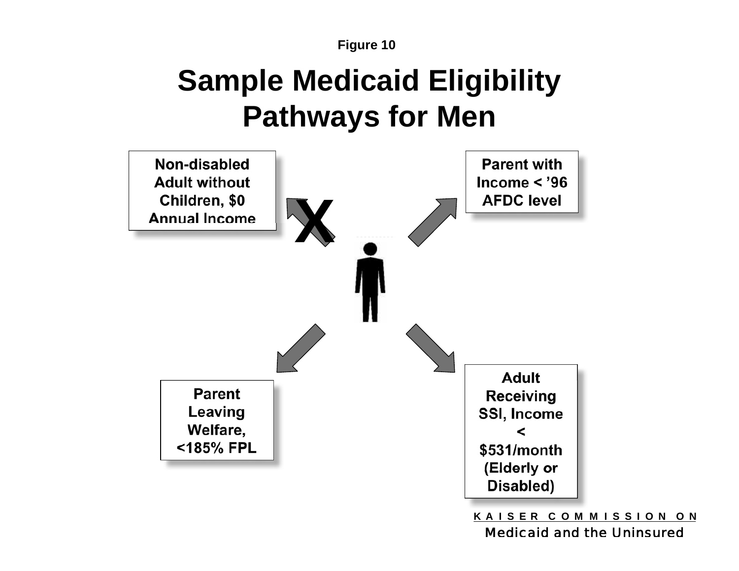Figure 10

# Sample Medicaid Eligibility Pathways for Men

Non-disabled Adult without Children, $0 Annual Income

X

Parent with Income < '96 AFDC level

Parent Leaving Welfare, <185% FPL

Adult Receiving SSI, Income < $531/month (Elderly or Disabled)

KAISER COMMISSION ON
Medicaid and the Uninsured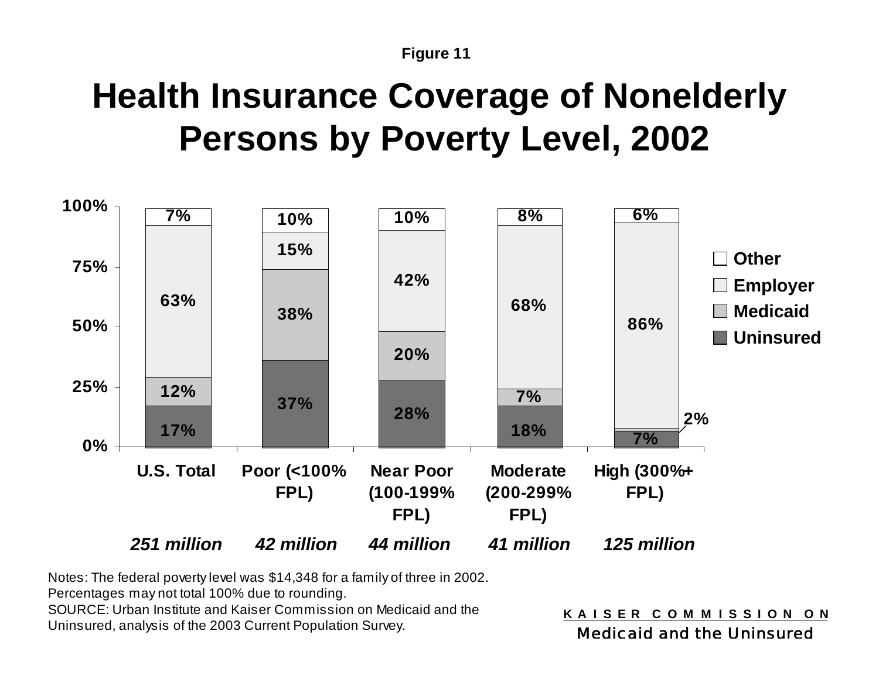Figure 11

# Health Insurance Coverage of Nonelderly Persons by Poverty Level, 2002

| | U.S. Total | Poor (<100% FPL) | Near Poor (100-199% FPL) | Moderate (200-299% FPL) | High (300%+ FPL) |
|---|---|---|---|---|---|
| Other | 7% | 10% | 10% | 8% | 6% |
| Employer | 63% | 15% | 42% | 68% | 86% |
| Medicaid | 12% | 38% | 20% | 7% | 2% |
| Uninsured | 17% | 37% | 28% | 18% | 7% |
| | *251 million* | *42 million* | *44 million* | *41 million* | *125 million* |

Notes: The federal poverty level was $14,348 for a family of three in 2002. Percentages may not total 100% due to rounding.
SOURCE: Urban Institute and Kaiser Commission on Medicaid and the Uninsured, analysis of the 2003 Current Population Survey.

KAISER COMMISSION ON
Medicaid and the Uninsured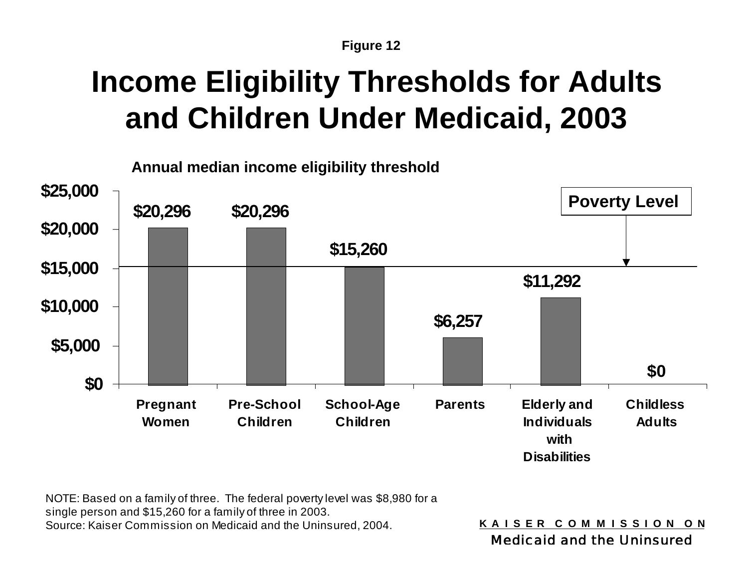Figure 12

# Income Eligibility Thresholds for Adults and Children Under Medicaid, 2003

Annual median income eligibility threshold

| Group | Threshold |
|---|---|
| Pregnant Women | $20,296 |
| Pre-School Children | $20,296 |
| School-Age Children | $15,260 |
| Parents | $6,257 |
| Elderly and Individuals with Disabilities | $11,292 |
| Childless Adults | $0 |

Poverty Level

NOTE: Based on a family of three. The federal poverty level was $8,980 for a single person and $15,260 for a family of three in 2003.
Source: Kaiser Commission on Medicaid and the Uninsured, 2004.

KAISER COMMISSION ON Medicaid and the Uninsured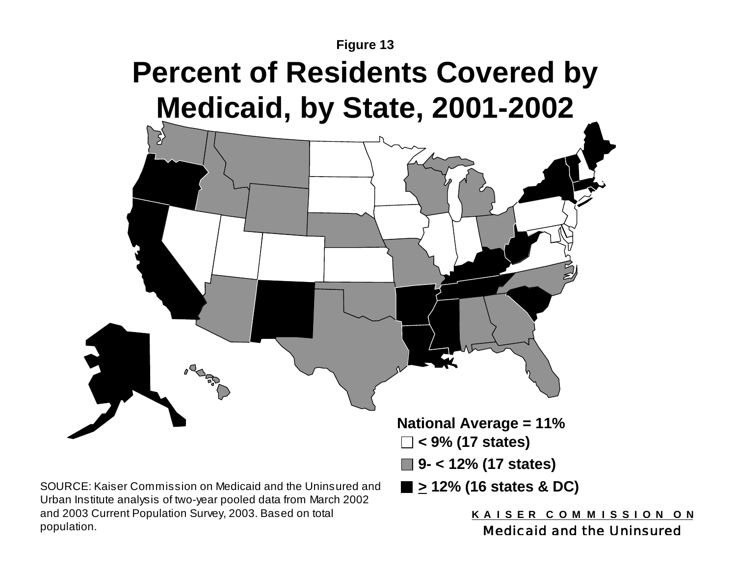Figure 13

# Percent of Residents Covered by Medicaid, by State, 2001-2002

**National Average = 11%**

- **< 9% (17 states)**
- **9- < 12% (17 states)**
- **≥ 12% (16 states & DC)**

SOURCE: Kaiser Commission on Medicaid and the Uninsured and Urban Institute analysis of two-year pooled data from March 2002 and 2003 Current Population Survey, 2003. Based on total population.

KAISER COMMISSION ON
Medicaid and the Uninsured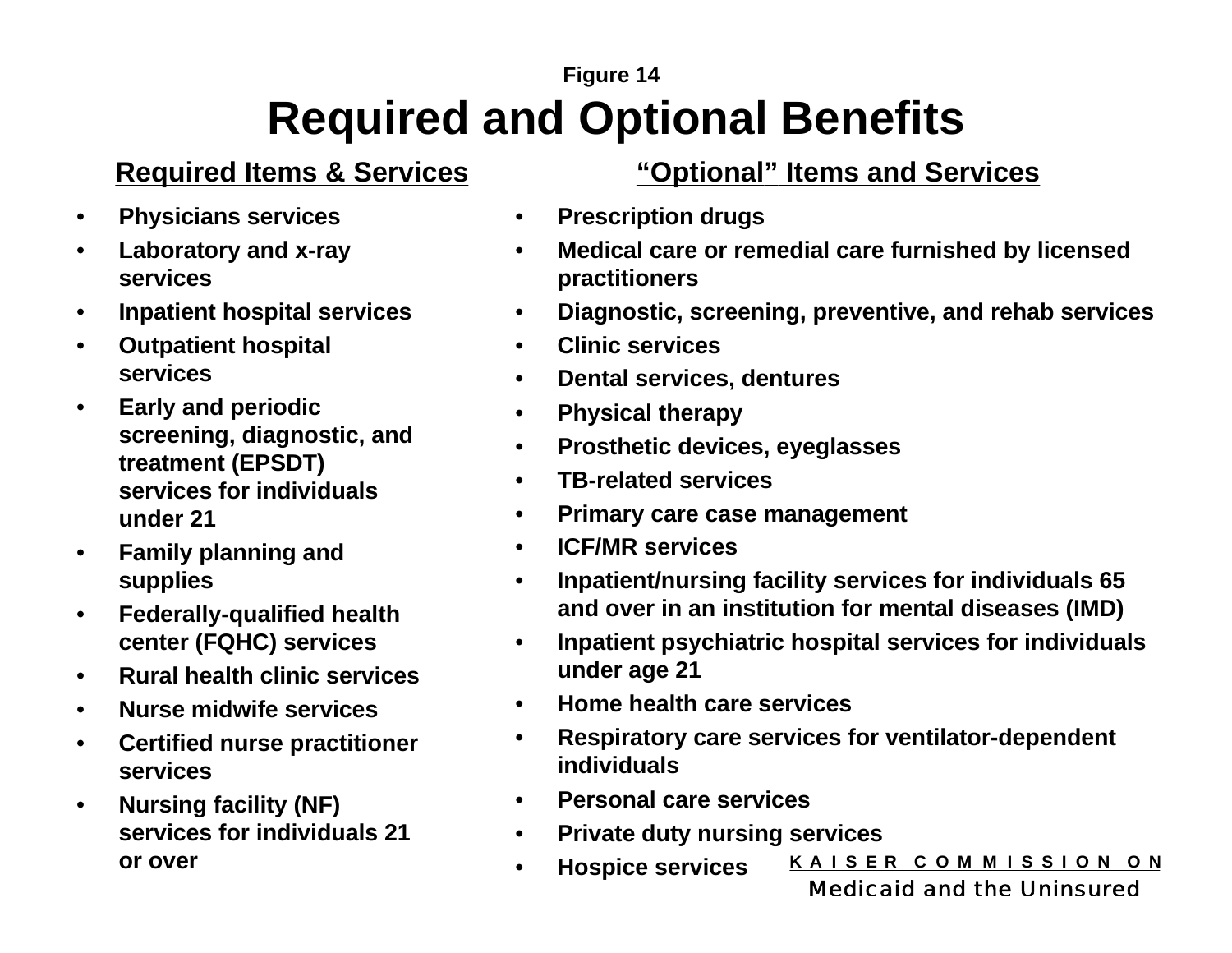Figure 14

# Required and Optional Benefits

## Required Items & Services

- Physicians services
- Laboratory and x-ray services
- Inpatient hospital services
- Outpatient hospital services
- Early and periodic screening, diagnostic, and treatment (EPSDT) services for individuals under 21
- Family planning and supplies
- Federally-qualified health center (FQHC) services
- Rural health clinic services
- Nurse midwife services
- Certified nurse practitioner services
- Nursing facility (NF) services for individuals 21 or over

## "Optional" Items and Services

- Prescription drugs
- Medical care or remedial care furnished by licensed practitioners
- Diagnostic, screening, preventive, and rehab services
- Clinic services
- Dental services, dentures
- Physical therapy
- Prosthetic devices, eyeglasses
- TB-related services
- Primary care case management
- ICF/MR services
- Inpatient/nursing facility services for individuals 65 and over in an institution for mental diseases (IMD)
- Inpatient psychiatric hospital services for individuals under age 21
- Home health care services
- Respiratory care services for ventilator-dependent individuals
- Personal care services
- Private duty nursing services
- Hospice services

KAISER COMMISSION ON Medicaid and the Uninsured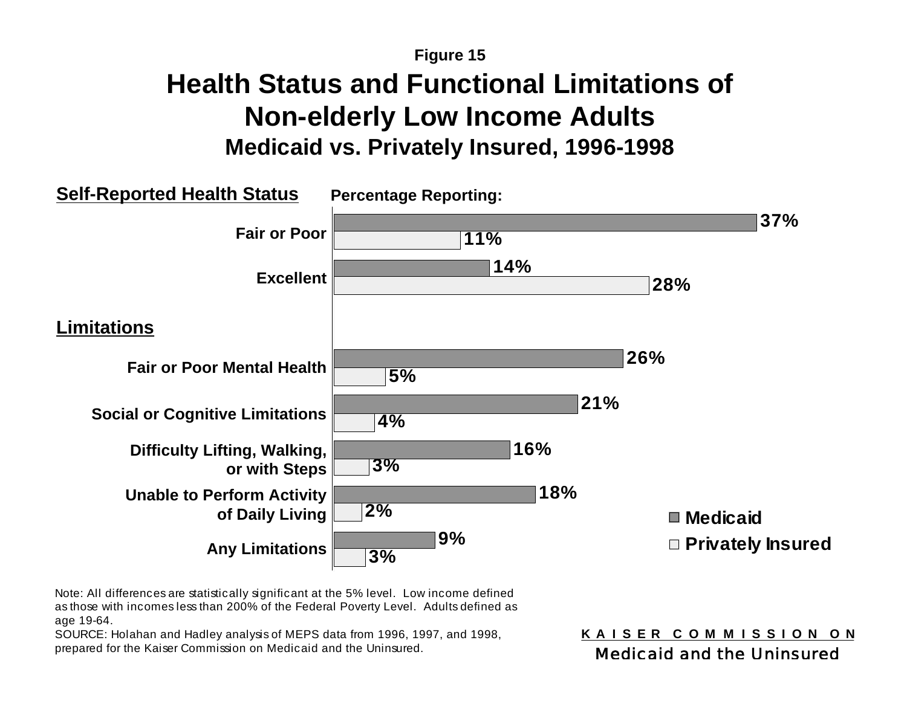Figure 15

# Health Status and Functional Limitations of Non-elderly Low Income Adults

## Medicaid vs. Privately Insured, 1996-1998

Percentage Reporting:

| | Medicaid | Privately Insured |
|---|---|---|
| **Self-Reported Health Status** | | |
| Fair or Poor | 37% | 11% |
| Excellent | 14% | 28% |
| **Limitations** | | |
| Fair or Poor Mental Health | 26% | 5% |
| Social or Cognitive Limitations | 21% | 4% |
| Difficulty Lifting, Walking, or with Steps | 16% | 3% |
| Unable to Perform Activity of Daily Living | 18% | 2% |
| Any Limitations | 9% | 3% |

Note: All differences are statistically significant at the 5% level. Low income defined as those with incomes less than 200% of the Federal Poverty Level. Adults defined as age 19-64.

SOURCE: Holahan and Hadley analysis of MEPS data from 1996, 1997, and 1998, prepared for the Kaiser Commission on Medicaid and the Uninsured.

KAISER COMMISSION ON Medicaid and the Uninsured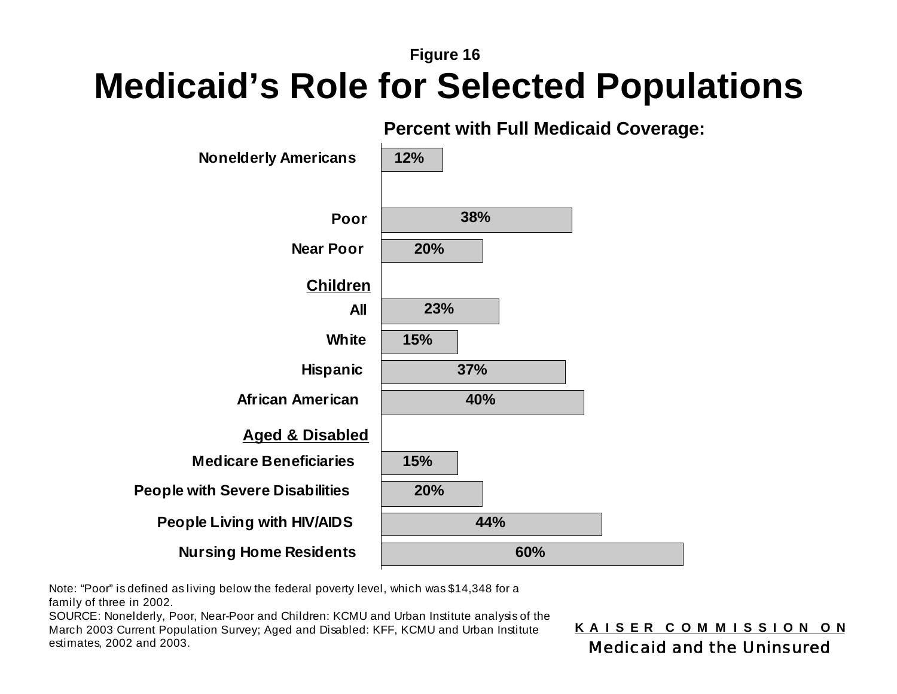Figure 16

# Medicaid's Role for Selected Populations

**Percent with Full Medicaid Coverage:**

| Population | Percent |
|---|---|
| **Nonelderly Americans** | 12% |
| **Poor** | 38% |
| **Near Poor** | 20% |
| **Children** | |
| All | 23% |
| White | 15% |
| Hispanic | 37% |
| African American | 40% |
| **Aged & Disabled** | |
| Medicare Beneficiaries | 15% |
| People with Severe Disabilities | 20% |
| People Living with HIV/AIDS | 44% |
| Nursing Home Residents | 60% |

Note: "Poor" is defined as living below the federal poverty level, which was $14,348 for a family of three in 2002.

SOURCE: Nonelderly, Poor, Near-Poor and Children: KCMU and Urban Institute analysis of the March 2003 Current Population Survey; Aged and Disabled: KFF, KCMU and Urban Institute estimates, 2002 and 2003.

KAISER COMMISSION ON Medicaid and the Uninsured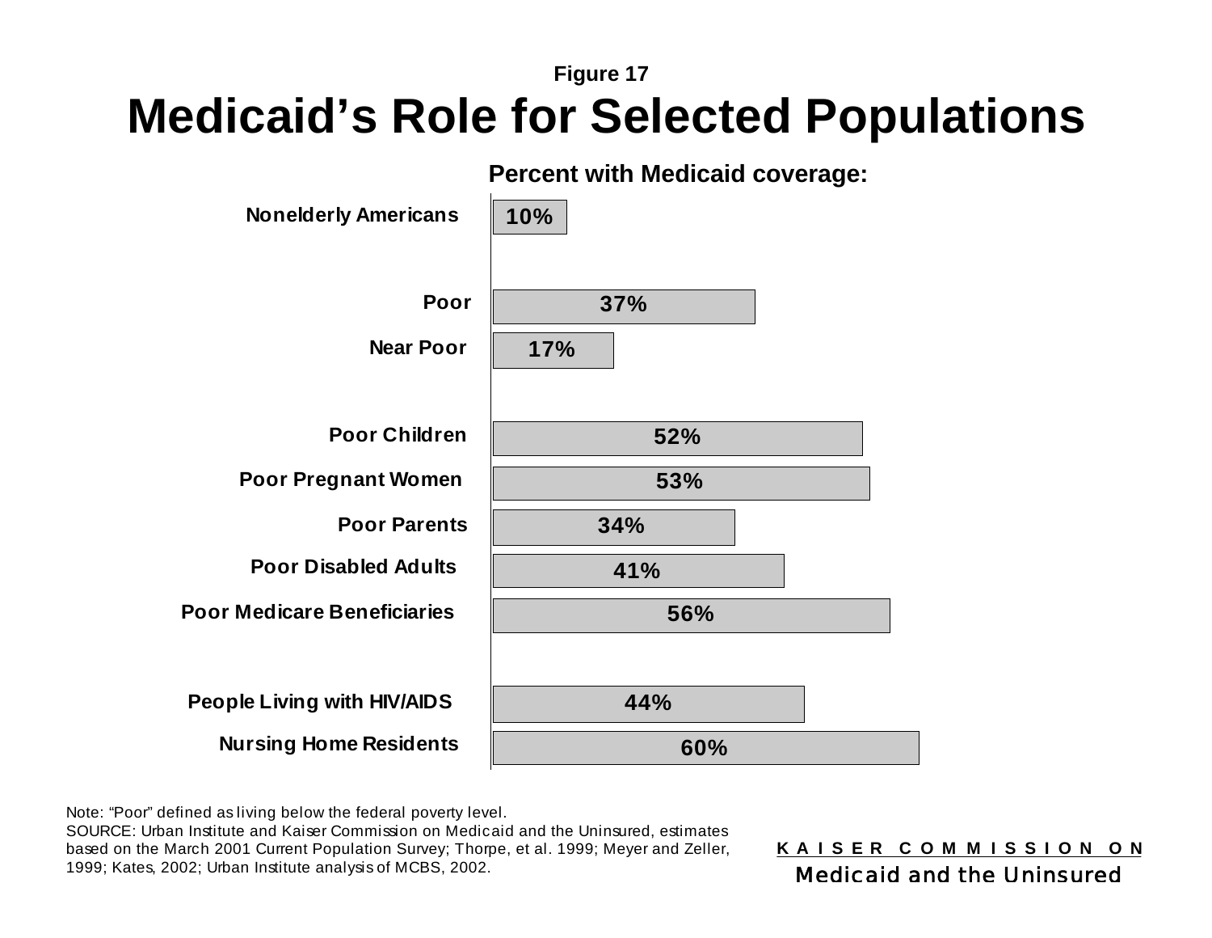Figure 17

# Medicaid's Role for Selected Populations

**Percent with Medicaid coverage:**

| Population | Percent |
| --- | --- |
| Nonelderly Americans | 10% |
| Poor | 37% |
| Near Poor | 17% |
| Poor Children | 52% |
| Poor Pregnant Women | 53% |
| Poor Parents | 34% |
| Poor Disabled Adults | 41% |
| Poor Medicare Beneficiaries | 56% |
| People Living with HIV/AIDS | 44% |
| Nursing Home Residents | 60% |

Note: "Poor" defined as living below the federal poverty level.
SOURCE: Urban Institute and Kaiser Commission on Medicaid and the Uninsured, estimates based on the March 2001 Current Population Survey; Thorpe, et al. 1999; Meyer and Zeller, 1999; Kates, 2002; Urban Institute analysis of MCBS, 2002.

KAISER COMMISSION ON
Medicaid and the Uninsured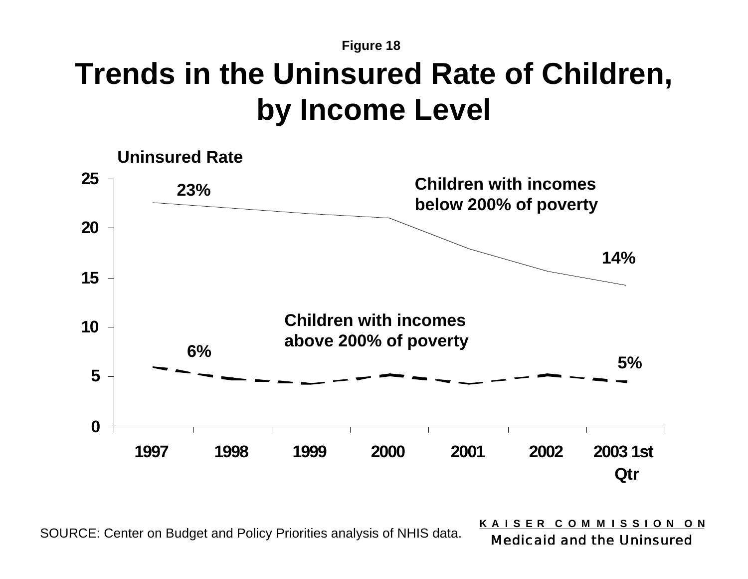Figure 18

# Trends in the Uninsured Rate of Children, by Income Level

Uninsured Rate

25

20

15

10

5

0

23%

Children with incomes below 200% of poverty

14%

Children with incomes above 200% of poverty

6%

5%

1997 1998 1999 2000 2001 2002 2003 1st Qtr

SOURCE: Center on Budget and Policy Priorities analysis of NHIS data.

KAISER COMMISSION ON Medicaid and the Uninsured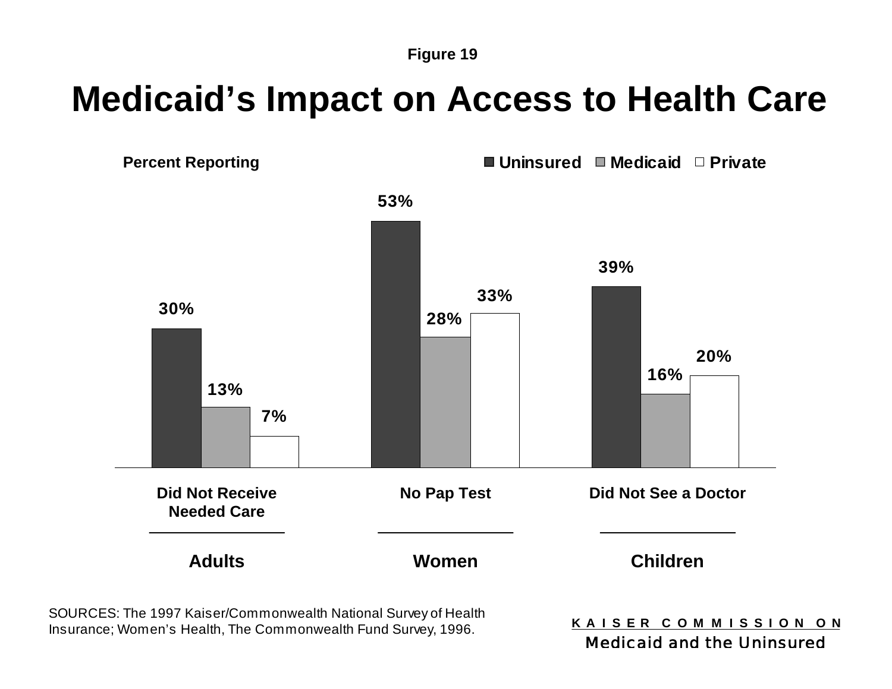Figure 19

# Medicaid's Impact on Access to Health Care

Percent Reporting

| | Uninsured | Medicaid | Private |
|---|---|---|---|
| Adults: Did Not Receive Needed Care | 30% | 13% | 7% |
| Women: No Pap Test | 53% | 28% | 33% |
| Children: Did Not See a Doctor | 39% | 16% | 20% |

SOURCES: The 1997 Kaiser/Commonwealth National Survey of Health Insurance; Women's Health, The Commonwealth Fund Survey, 1996.

KAISER COMMISSION ON Medicaid and the Uninsured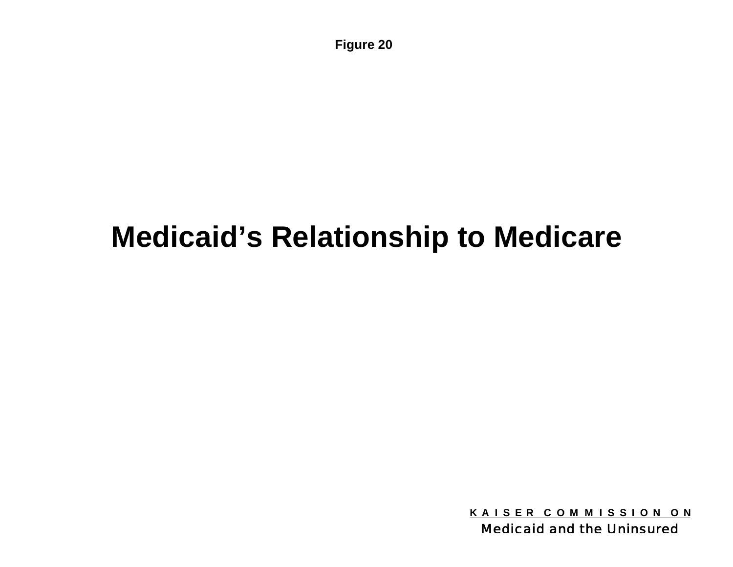Figure 20

# Medicaid's Relationship to Medicare

KAISER COMMISSION ON
Medicaid and the Uninsured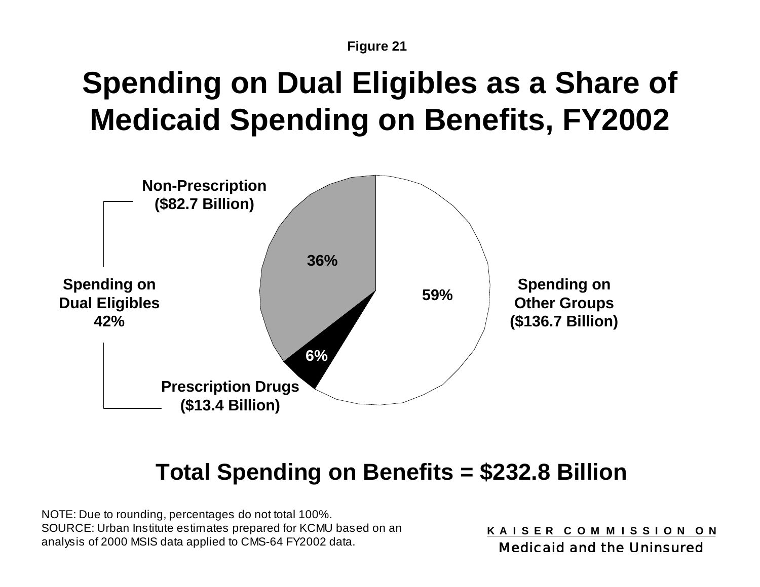Figure 21

# Spending on Dual Eligibles as a Share of Medicaid Spending on Benefits, FY2002

**Spending on Dual Eligibles 42%**

- **Non-Prescription ($82.7 Billion)** — 36%
- **Prescription Drugs ($13.4 Billion)** — 6%

**Spending on Other Groups ($136.7 Billion)** — 59%

## Total Spending on Benefits = $232.8 Billion

NOTE: Due to rounding, percentages do not total 100%.
SOURCE: Urban Institute estimates prepared for KCMU based on an analysis of 2000 MSIS data applied to CMS-64 FY2002 data.

KAISER COMMISSION ON
Medicaid and the Uninsured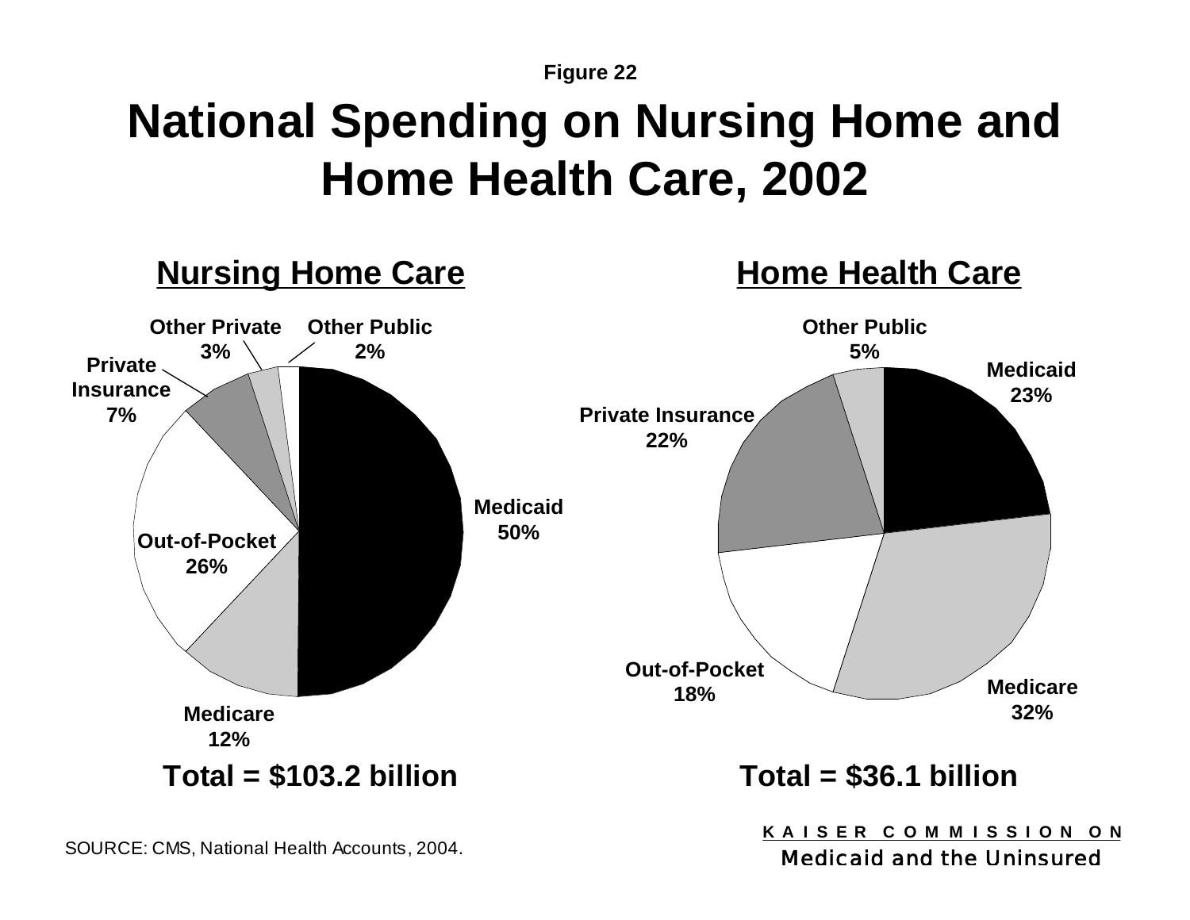Figure 22

# National Spending on Nursing Home and Home Health Care, 2002

## Nursing Home Care

Other Private 3%

Other Public 2%

Private Insurance 7%

Medicaid 50%

Out-of-Pocket 26%

Medicare 12%

**Total = $103.2 billion**

## Home Health Care

Other Public 5%

Medicaid 23%

Private Insurance 22%

Out-of-Pocket 18%

Medicare 32%

**Total = $36.1 billion**

SOURCE: CMS, National Health Accounts, 2004.

KAISER COMMISSION ON Medicaid and the Uninsured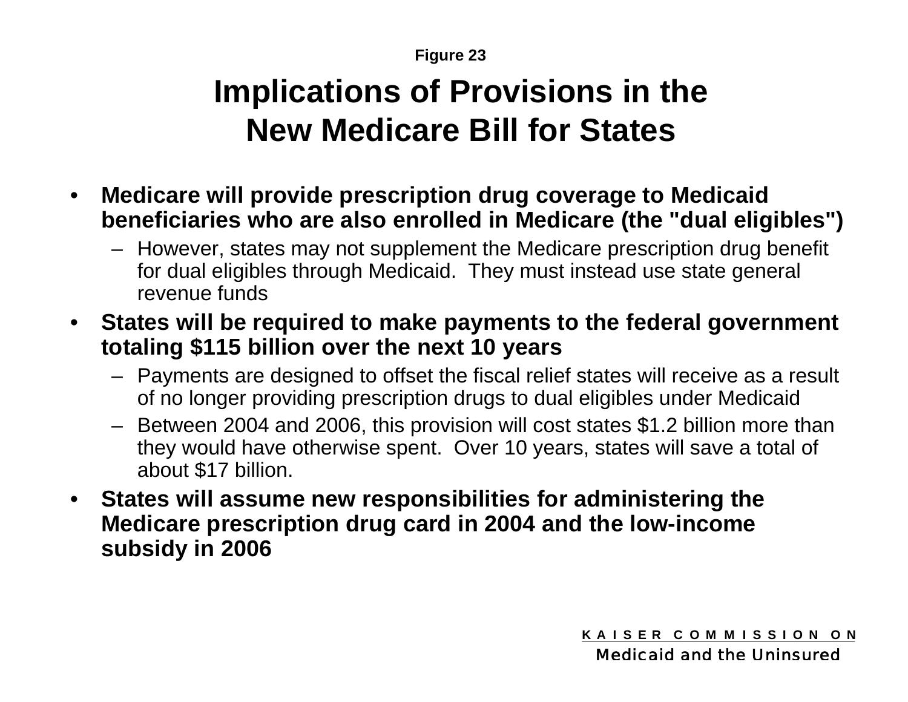Figure 23

# Implications of Provisions in the New Medicare Bill for States

- **Medicare will provide prescription drug coverage to Medicaid beneficiaries who are also enrolled in Medicare (the "dual eligibles")**
  - However, states may not supplement the Medicare prescription drug benefit for dual eligibles through Medicaid. They must instead use state general revenue funds
- **States will be required to make payments to the federal government totaling $115 billion over the next 10 years**
  - Payments are designed to offset the fiscal relief states will receive as a result of no longer providing prescription drugs to dual eligibles under Medicaid
  - Between 2004 and 2006, this provision will cost states $1.2 billion more than they would have otherwise spent. Over 10 years, states will save a total of about $17 billion.
- **States will assume new responsibilities for administering the Medicare prescription drug card in 2004 and the low-income subsidy in 2006**

KAISER COMMISSION ON
Medicaid and the Uninsured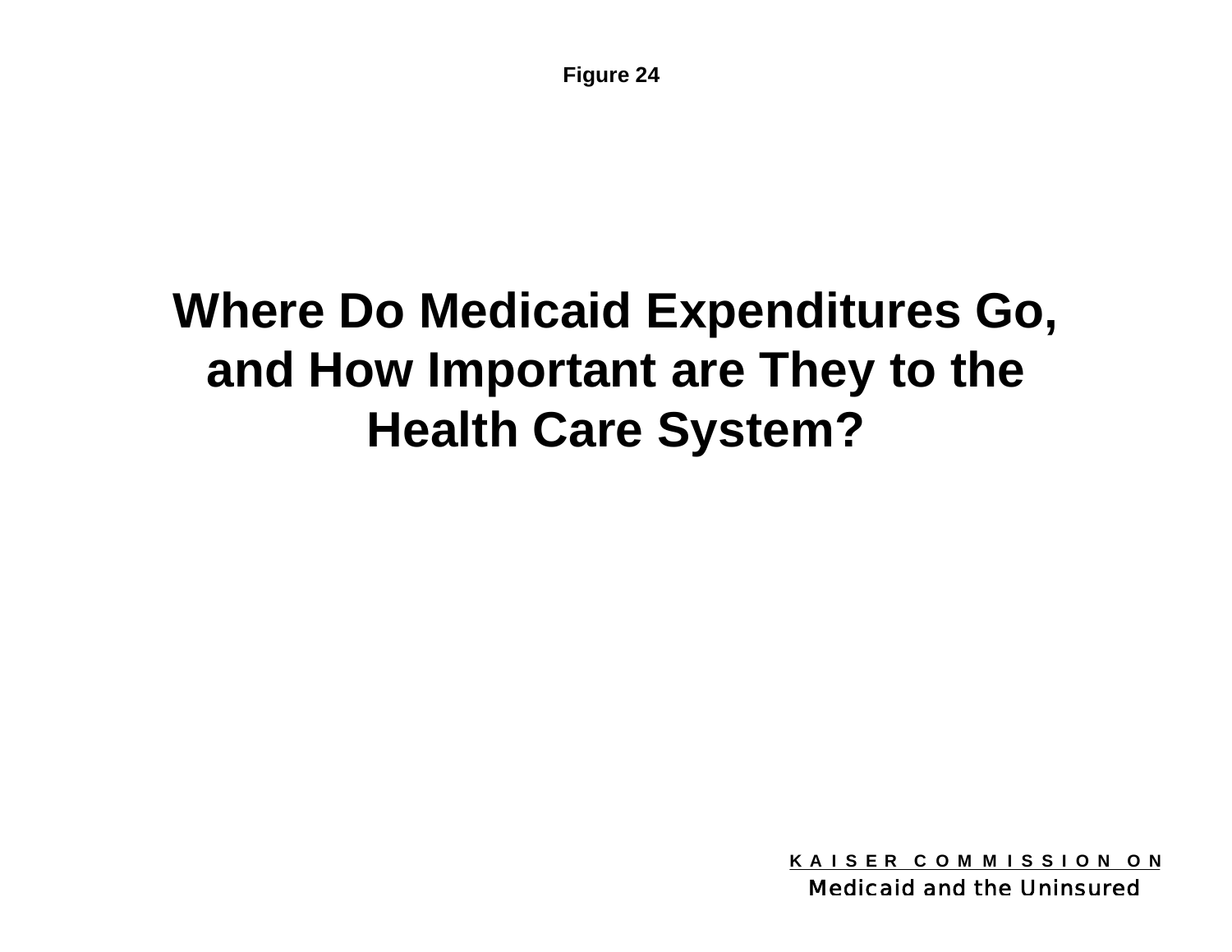Figure 24

# Where Do Medicaid Expenditures Go, and How Important are They to the Health Care System?

KAISER COMMISSION ON
Medicaid and the Uninsured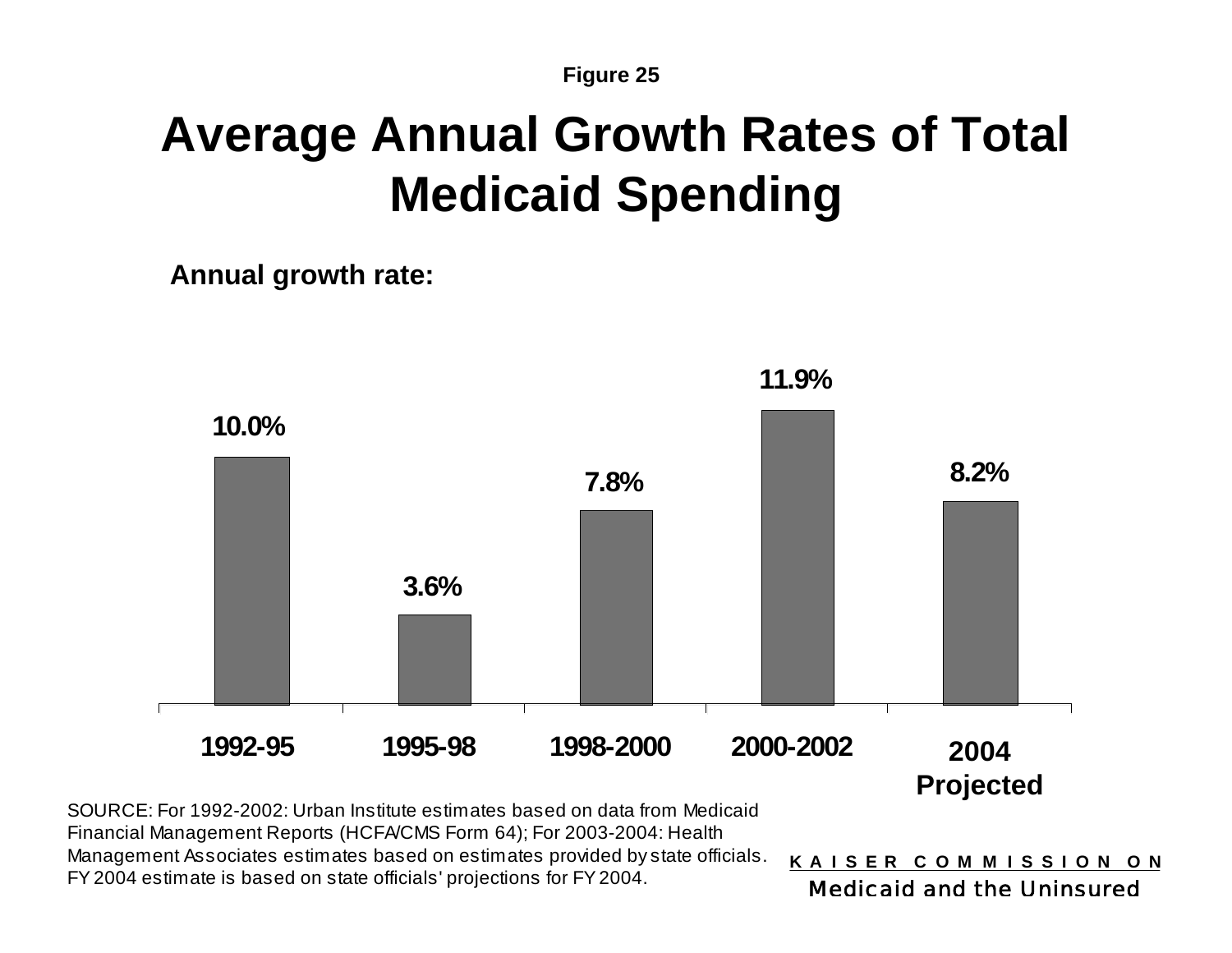Figure 25

# Average Annual Growth Rates of Total Medicaid Spending

**Annual growth rate:**

| Period | Annual growth rate |
|---|---|
| 1992-95 | 10.0% |
| 1995-98 | 3.6% |
| 1998-2000 | 7.8% |
| 2000-2002 | 11.9% |
| 2004 Projected | 8.2% |

SOURCE: For 1992-2002: Urban Institute estimates based on data from Medicaid Financial Management Reports (HCFA/CMS Form 64); For 2003-2004: Health Management Associates estimates based on estimates provided by state officials. FY 2004 estimate is based on state officials' projections for FY 2004.

KAISER COMMISSION ON
Medicaid and the Uninsured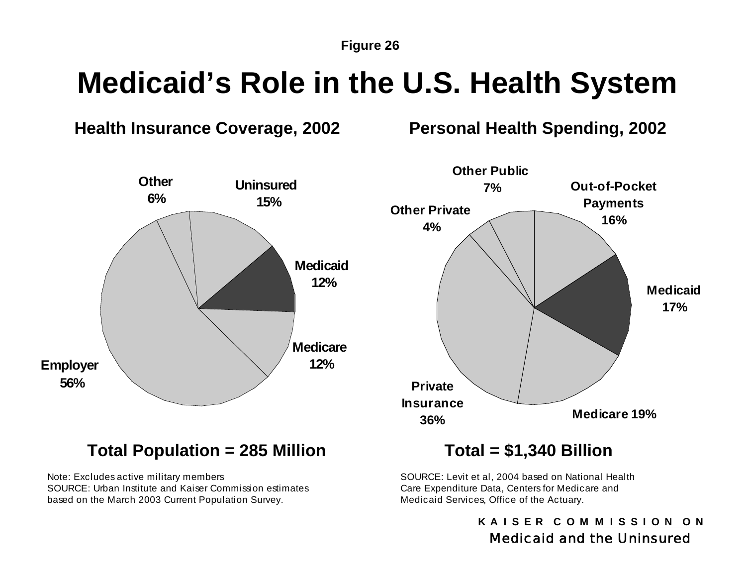Figure 26

# Medicaid's Role in the U.S. Health System

## Health Insurance Coverage, 2002

| Category | Share |
| --- | --- |
| Employer | 56% |
| Other | 6% |
| Uninsured | 15% |
| Medicaid | 12% |
| Medicare | 12% |

**Total Population = 285 Million**

Note: Excludes active military members
SOURCE: Urban Institute and Kaiser Commission estimates based on the March 2003 Current Population Survey.

## Personal Health Spending, 2002

| Category | Share |
| --- | --- |
| Other Public | 7% |
| Out-of-Pocket Payments | 16% |
| Other Private | 4% |
| Medicaid | 17% |
| Private Insurance | 36% |
| Medicare | 19% |

**Total = $1,340 Billion**

SOURCE: Levit et al, 2004 based on National Health Care Expenditure Data, Centers for Medicare and Medicaid Services, Office of the Actuary.

KAISER COMMISSION ON
Medicaid and the Uninsured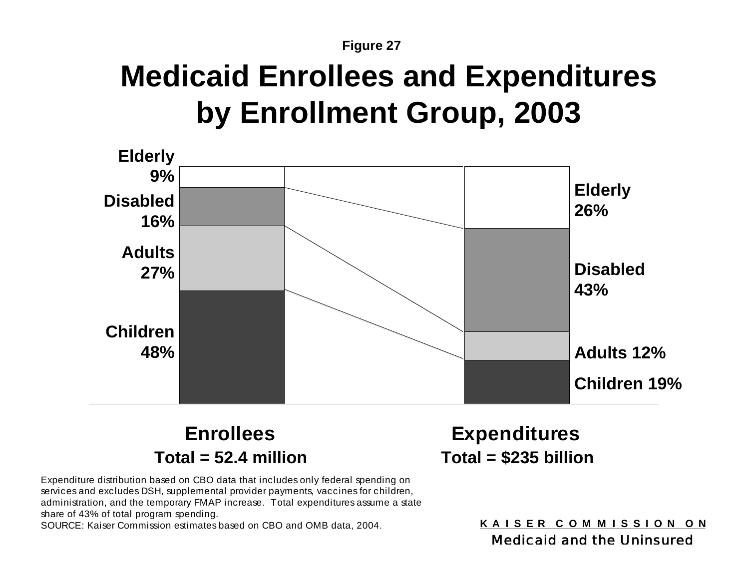Figure 27

# Medicaid Enrollees and Expenditures by Enrollment Group, 2003

| Group | Enrollees | Expenditures |
|---|---|---|
| Elderly | 9% | 26% |
| Disabled | 16% | 43% |
| Adults | 27% | 12% |
| Children | 48% | 19% |

**Enrollees**
**Total = 52.4 million**

**Expenditures**
**Total = $235 billion**

Expenditure distribution based on CBO data that includes only federal spending on services and excludes DSH, supplemental provider payments, vaccines for children, administration, and the temporary FMAP increase. Total expenditures assume a state share of 43% of total program spending.
SOURCE: Kaiser Commission estimates based on CBO and OMB data, 2004.

KAISER COMMISSION ON
Medicaid and the Uninsured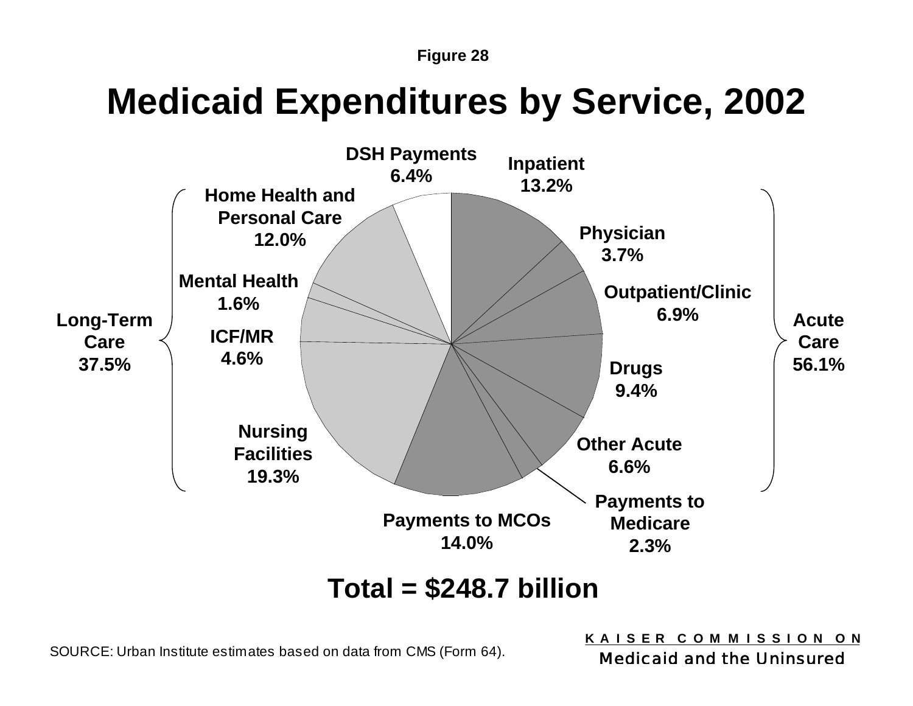Figure 28

# Medicaid Expenditures by Service, 2002

**Long-Term Care 37.5%**

- Home Health and Personal Care 12.0%
- Mental Health 1.6%
- ICF/MR 4.6%
- Nursing Facilities 19.3%

**Acute Care 56.1%**

- Inpatient 13.2%
- Physician 3.7%
- Outpatient/Clinic 6.9%
- Drugs 9.4%
- Other Acute 6.6%
- Payments to Medicare 2.3%
- Payments to MCOs 14.0%

DSH Payments 6.4%

**Total = $248.7 billion**

SOURCE: Urban Institute estimates based on data from CMS (Form 64).

KAISER COMMISSION ON Medicaid and the Uninsured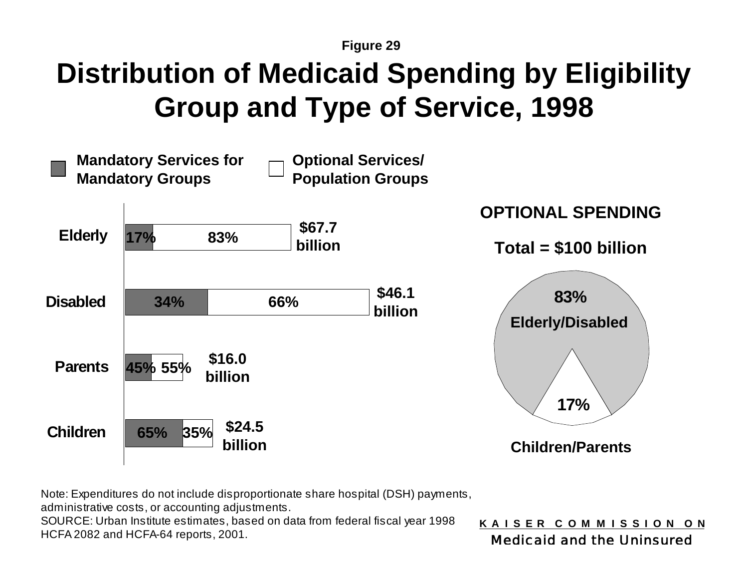Figure 29

# Distribution of Medicaid Spending by Eligibility Group and Type of Service, 1998

| | Mandatory Services for Mandatory Groups | Optional Services/ Population Groups | Total |
|---|---|---|---|
| Elderly | 17% | 83% | $67.7 billion |
| Disabled | 34% | 66% | $46.1 billion |
| Parents | 45% | 55% | $16.0 billion |
| Children | 65% | 35% | $24.5 billion |

**OPTIONAL SPENDING**

**Total = $100 billion**

| Group | Share |
|---|---|
| Elderly/Disabled | 83% |
| Children/Parents | 17% |

Note: Expenditures do not include disproportionate share hospital (DSH) payments, administrative costs, or accounting adjustments.
SOURCE: Urban Institute estimates, based on data from federal fiscal year 1998 HCFA 2082 and HCFA-64 reports, 2001.

KAISER COMMISSION ON Medicaid and the Uninsured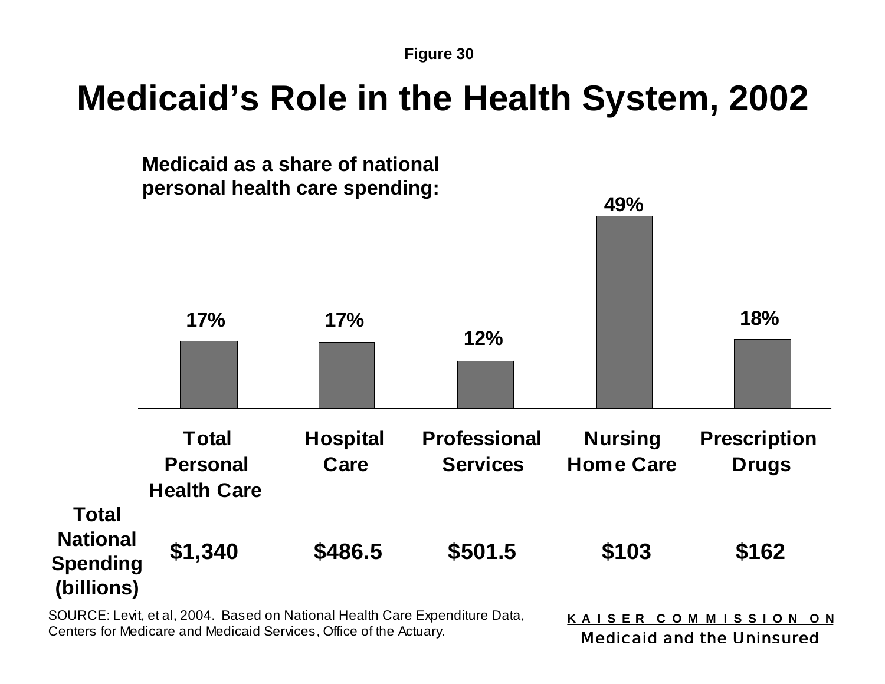Figure 30

# Medicaid's Role in the Health System, 2002

**Medicaid as a share of national personal health care spending:**

| | Total Personal Health Care | Hospital Care | Professional Services | Nursing Home Care | Prescription Drugs |
|---|---|---|---|---|---|
| Medicaid share | 17% | 17% | 12% | 49% | 18% |
| **Total National Spending (billions)** | $1,340 | $486.5 | $501.5 | $103 | $162 |

SOURCE: Levit, et al, 2004. Based on National Health Care Expenditure Data, Centers for Medicare and Medicaid Services, Office of the Actuary.

KAISER COMMISSION ON Medicaid and the Uninsured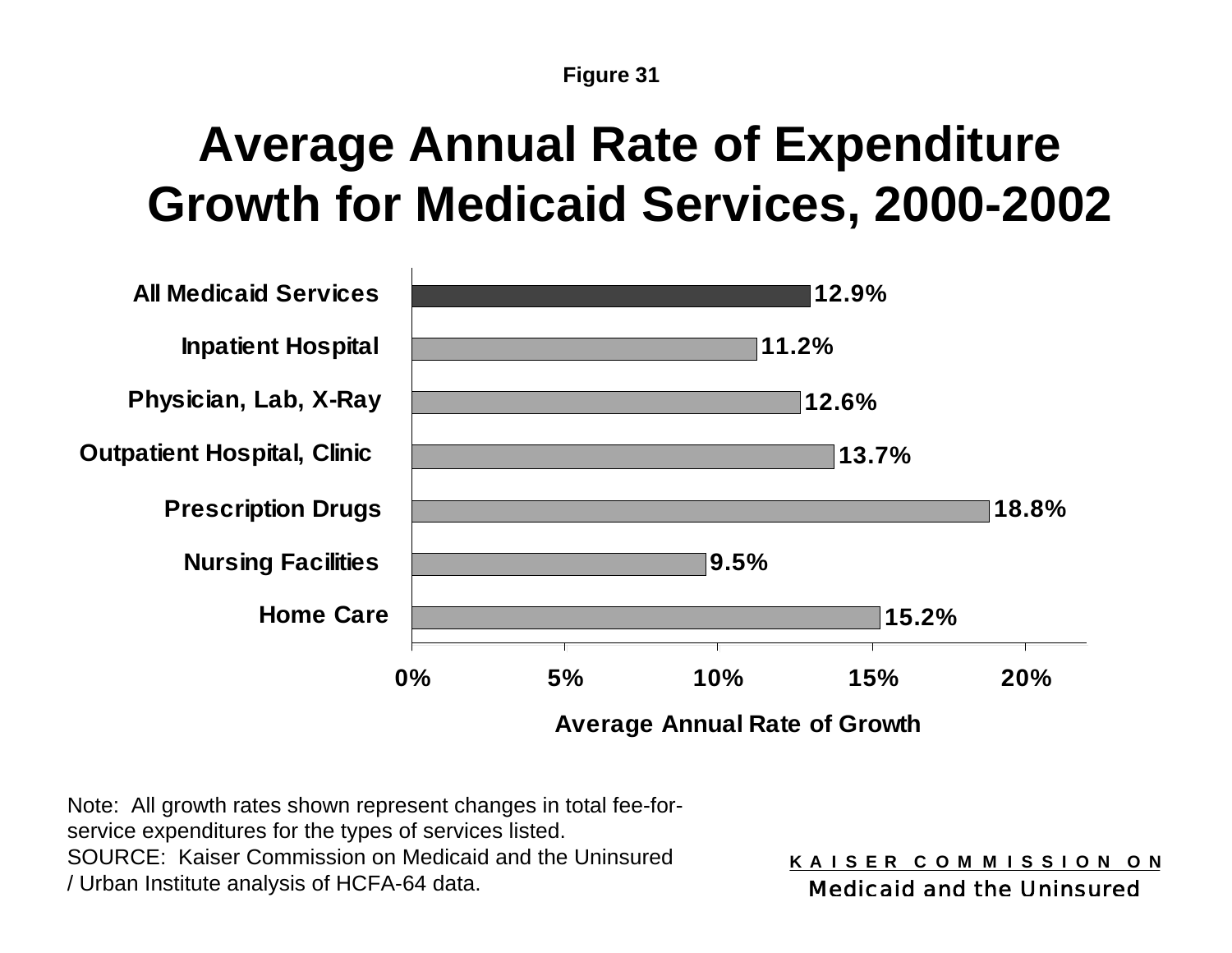Figure 31

# Average Annual Rate of Expenditure Growth for Medicaid Services, 2000-2002

| Service | Average Annual Rate of Growth |
| --- | --- |
| All Medicaid Services | 12.9% |
| Inpatient Hospital | 11.2% |
| Physician, Lab, X-Ray | 12.6% |
| Outpatient Hospital, Clinic | 13.7% |
| Prescription Drugs | 18.8% |
| Nursing Facilities | 9.5% |
| Home Care | 15.2% |

Note: All growth rates shown represent changes in total fee-for-service expenditures for the types of services listed.
SOURCE: Kaiser Commission on Medicaid and the Uninsured / Urban Institute analysis of HCFA-64 data.

KAISER COMMISSION ON
Medicaid and the Uninsured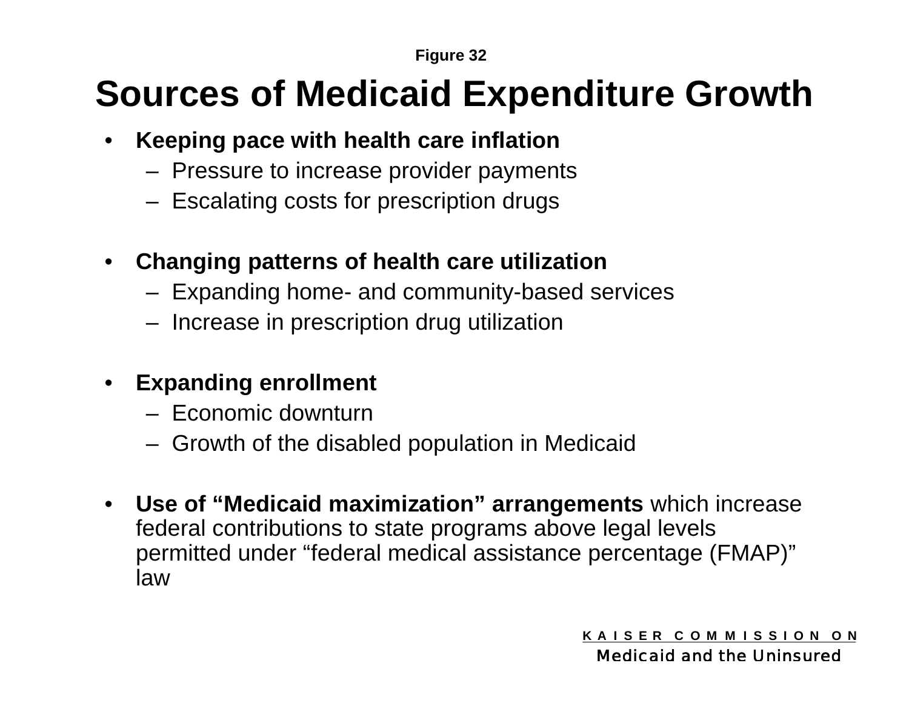Figure 32

# Sources of Medicaid Expenditure Growth

- **Keeping pace with health care inflation**
  - Pressure to increase provider payments
  - Escalating costs for prescription drugs
- **Changing patterns of health care utilization**
  - Expanding home- and community-based services
  - Increase in prescription drug utilization
- **Expanding enrollment**
  - Economic downturn
  - Growth of the disabled population in Medicaid
- **Use of “Medicaid maximization” arrangements** which increase federal contributions to state programs above legal levels permitted under “federal medical assistance percentage (FMAP)” law

KAISER COMMISSION ON
Medicaid and the Uninsured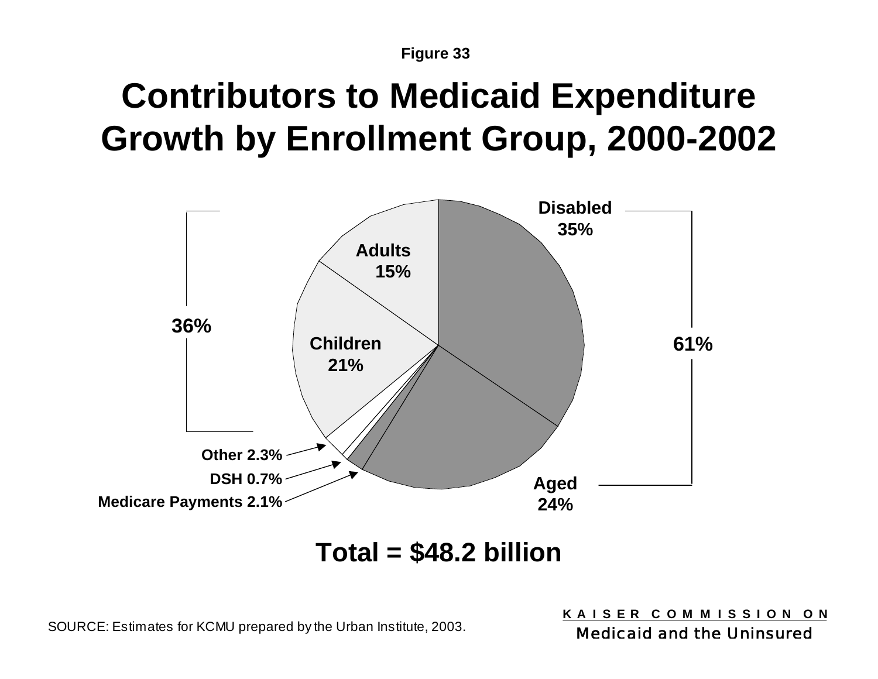Figure 33

# Contributors to Medicaid Expenditure Growth by Enrollment Group, 2000-2002

Disabled 35%

Aged 24%

61%

Adults 15%

Children 21%

36%

Other 2.3%

DSH 0.7%

Medicare Payments 2.1%

**Total = $48.2 billion**

SOURCE: Estimates for KCMU prepared by the Urban Institute, 2003.

KAISER COMMISSION ON Medicaid and the Uninsured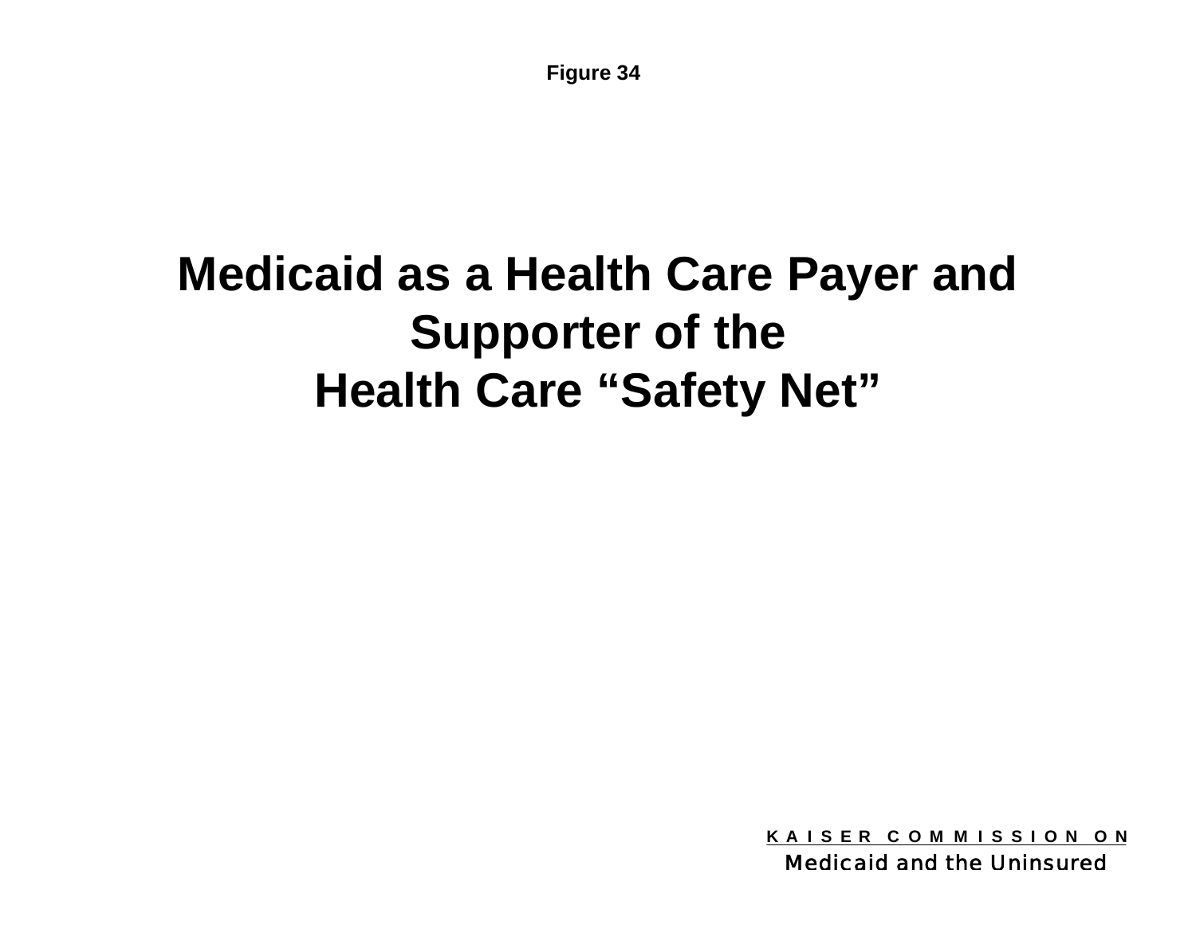Figure 34

# Medicaid as a Health Care Payer and Supporter of the Health Care “Safety Net”

K A I S E R  C O M M I S S I O N  O N
Medicaid and the Uninsured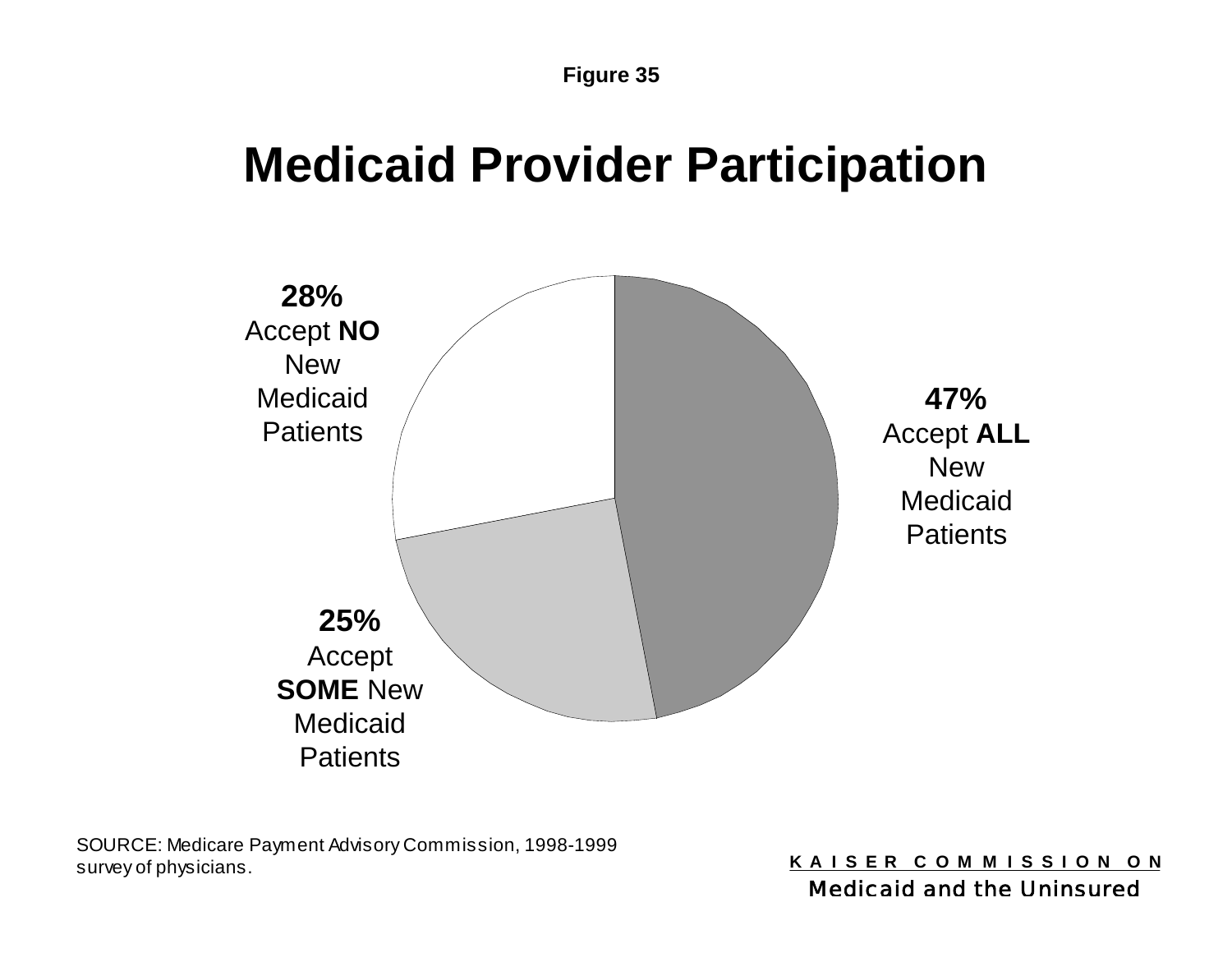Figure 35

# Medicaid Provider Participation

**28%**
Accept **NO** New Medicaid Patients

**47%**
Accept **ALL** New Medicaid Patients

**25%**
Accept **SOME** New Medicaid Patients

SOURCE: Medicare Payment Advisory Commission, 1998-1999 survey of physicians.

KAISER COMMISSION ON
Medicaid and the Uninsured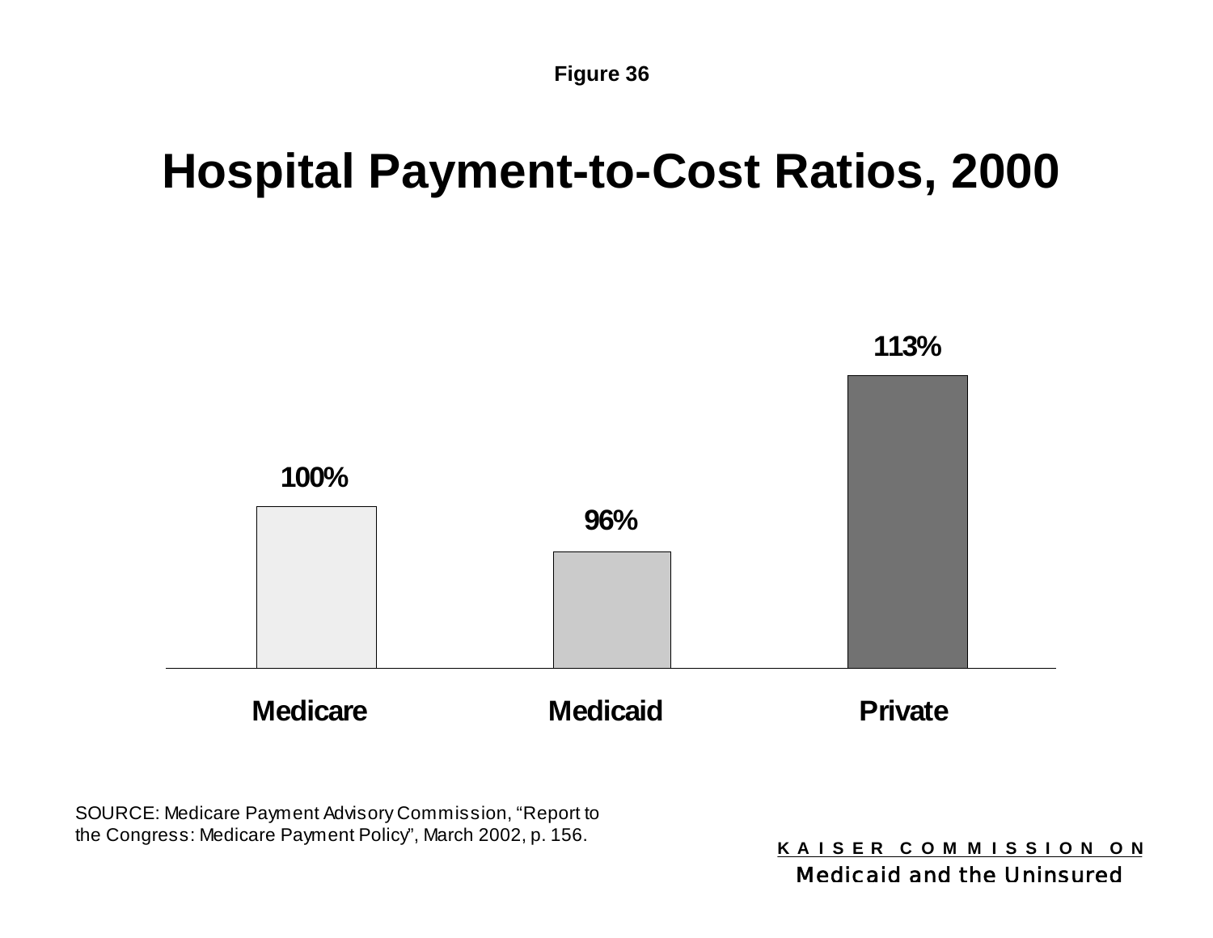Figure 36

# Hospital Payment-to-Cost Ratios, 2000

| Medicare | Medicaid | Private |
| --- | --- | --- |
| 100% | 96% | 113% |

SOURCE: Medicare Payment Advisory Commission, "Report to the Congress: Medicare Payment Policy", March 2002, p. 156.

KAISER COMMISSION ON
Medicaid and the Uninsured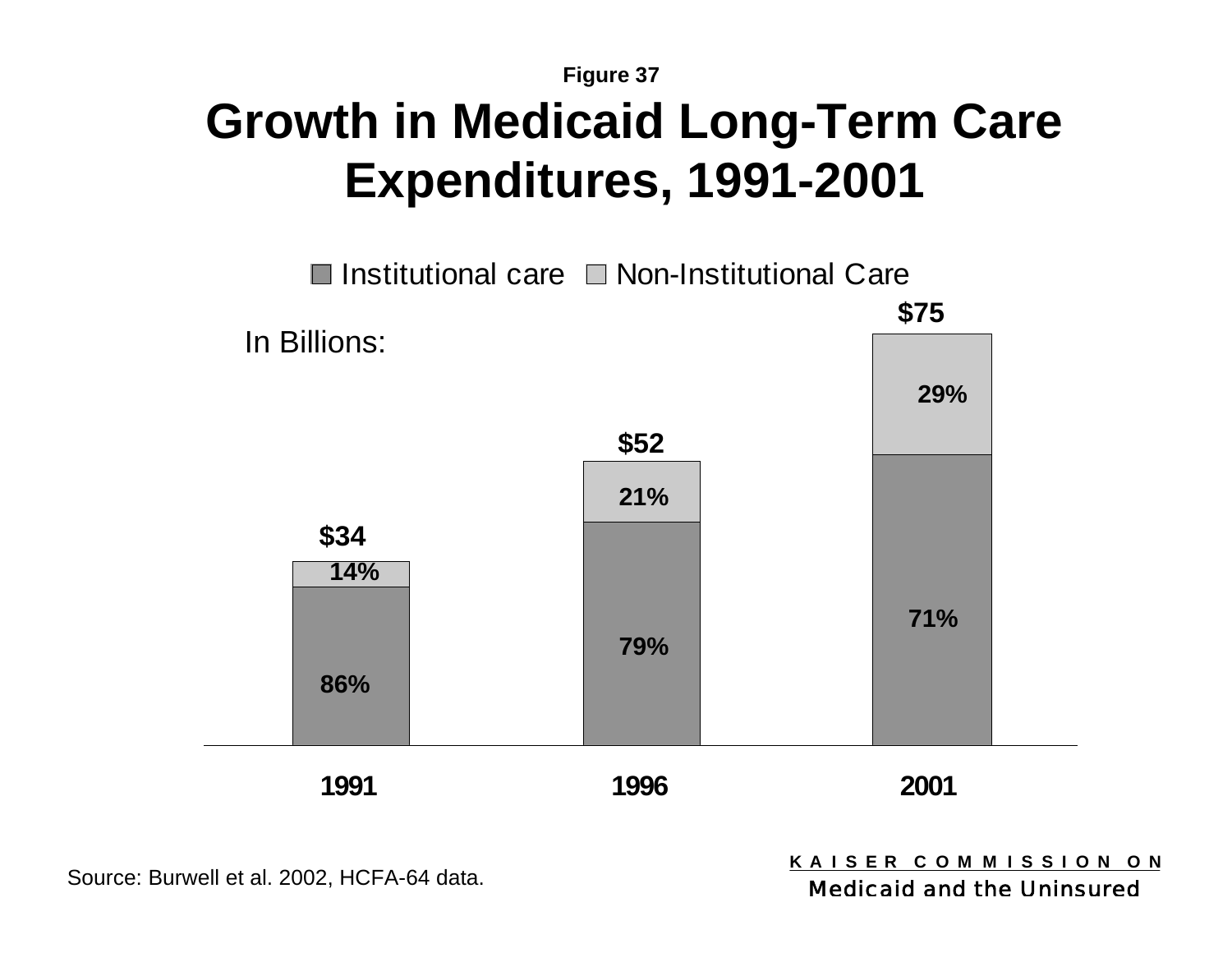Figure 37

# Growth in Medicaid Long-Term Care Expenditures, 1991-2001

In Billions:

| Year | Total | Institutional care | Non-Institutional Care |
| --- | --- | --- | --- |
| 1991 | $34 | 86% | 14% |
| 1996 | $52 | 79% | 21% |
| 2001 | $75 | 71% | 29% |

Source: Burwell et al. 2002, HCFA-64 data.

KAISER COMMISSION ON Medicaid and the Uninsured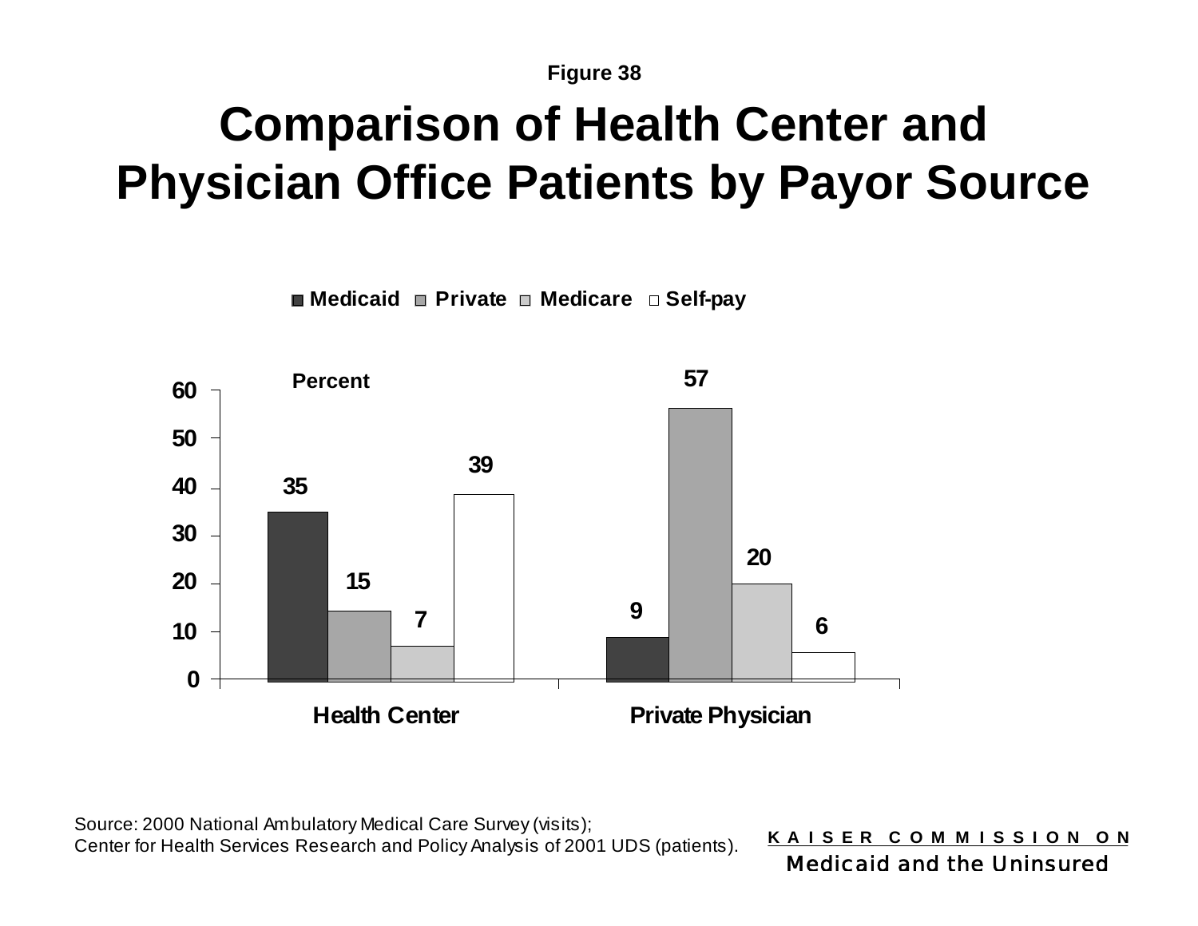Figure 38

# Comparison of Health Center and Physician Office Patients by Payor Source

| Percent | Medicaid | Private | Medicare | Self-pay |
|---|---|---|---|---|
| Health Center | 35 | 15 | 7 | 39 |
| Private Physician | 9 | 57 | 20 | 6 |

Source: 2000 National Ambulatory Medical Care Survey (visits);
Center for Health Services Research and Policy Analysis of 2001 UDS (patients).

KAISER COMMISSION ON
Medicaid and the Uninsured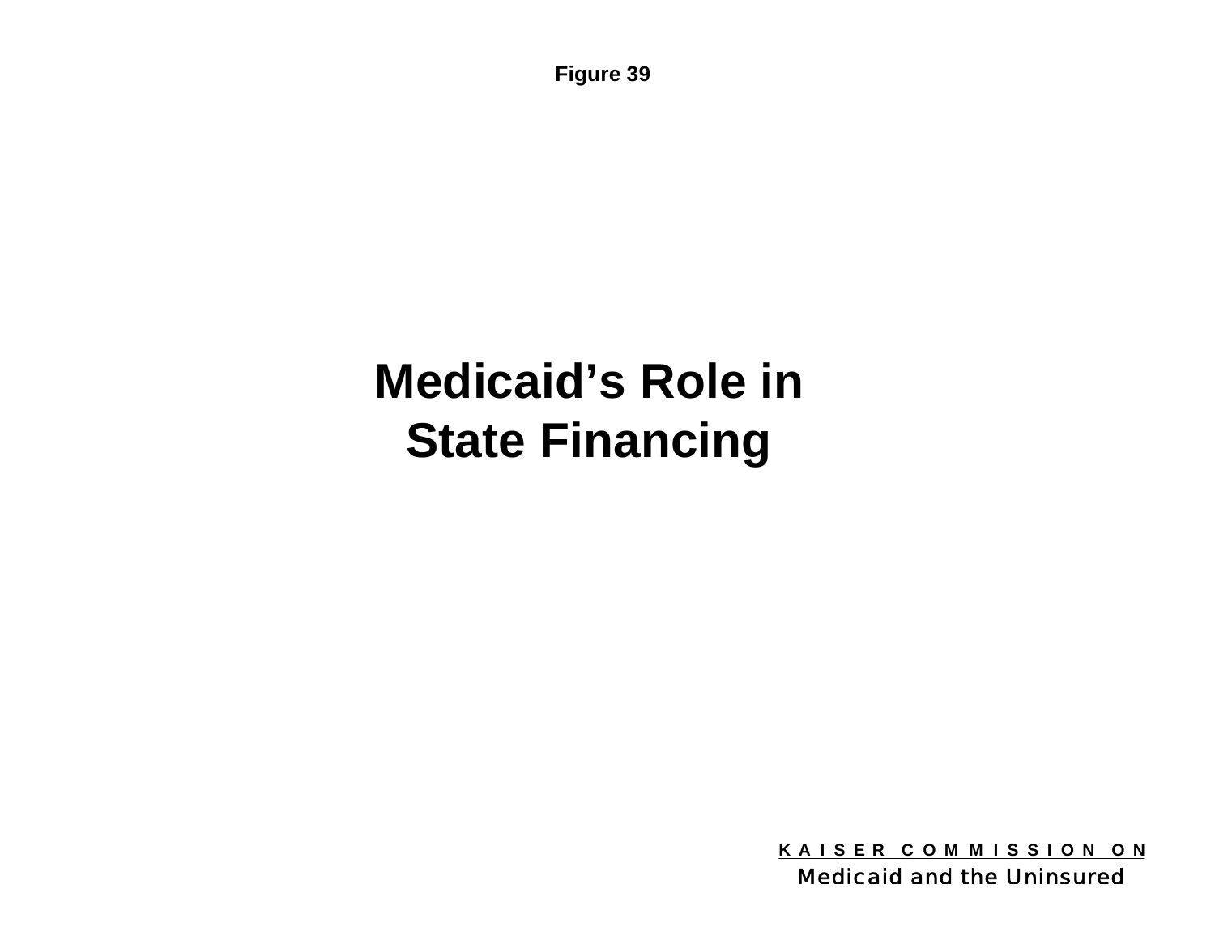Figure 39

# Medicaid's Role in State Financing

KAISER COMMISSION ON
Medicaid and the Uninsured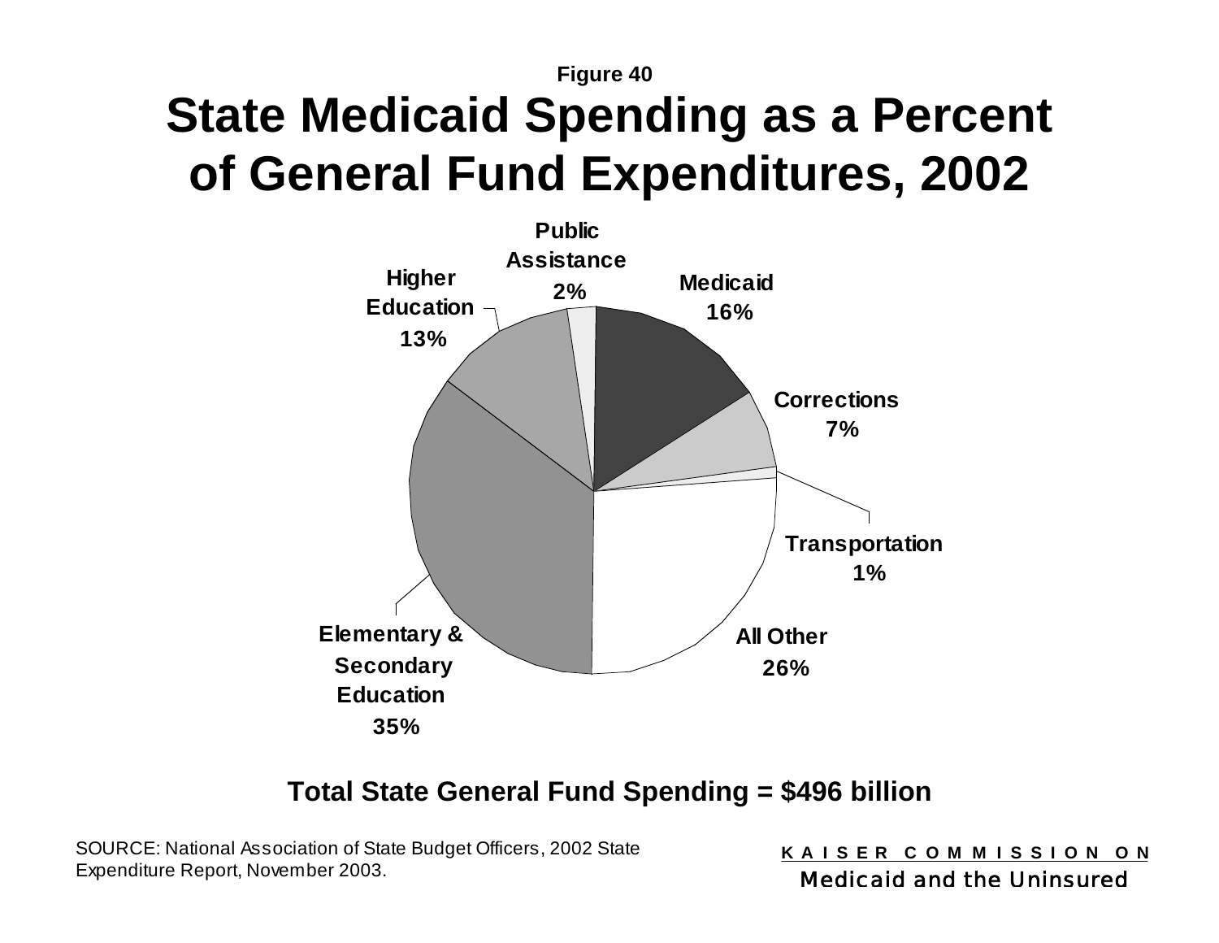Figure 40

# State Medicaid Spending as a Percent of General Fund Expenditures, 2002

Public Assistance 2%

Medicaid 16%

Higher Education 13%

Corrections 7%

Transportation 1%

All Other 26%

Elementary & Secondary Education 35%

**Total State General Fund Spending = $496 billion**

SOURCE: National Association of State Budget Officers, 2002 State Expenditure Report, November 2003.

KAISER COMMISSION ON Medicaid and the Uninsured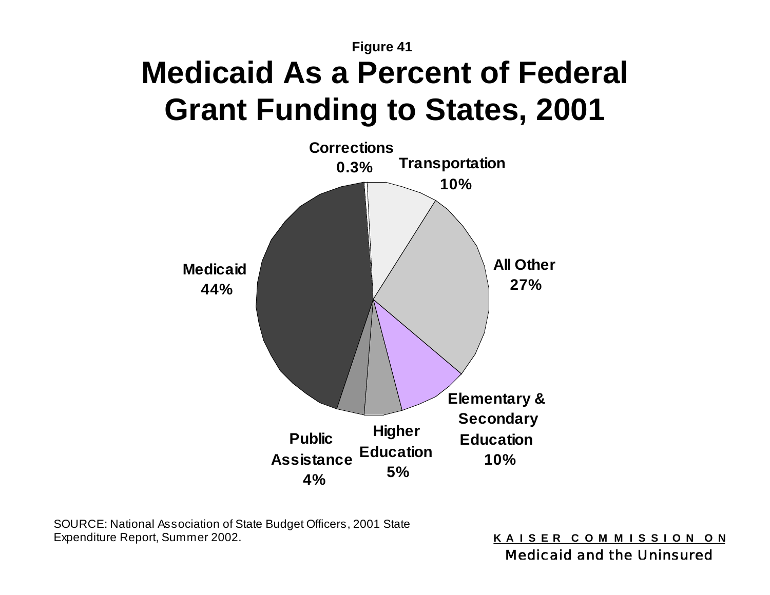Figure 41

# Medicaid As a Percent of Federal Grant Funding to States, 2001

Corrections 0.3%

Transportation 10%

All Other 27%

Elementary & Secondary Education 10%

Higher Education 5%

Public Assistance 4%

Medicaid 44%

SOURCE: National Association of State Budget Officers, 2001 State Expenditure Report, Summer 2002.

KAISER COMMISSION ON Medicaid and the Uninsured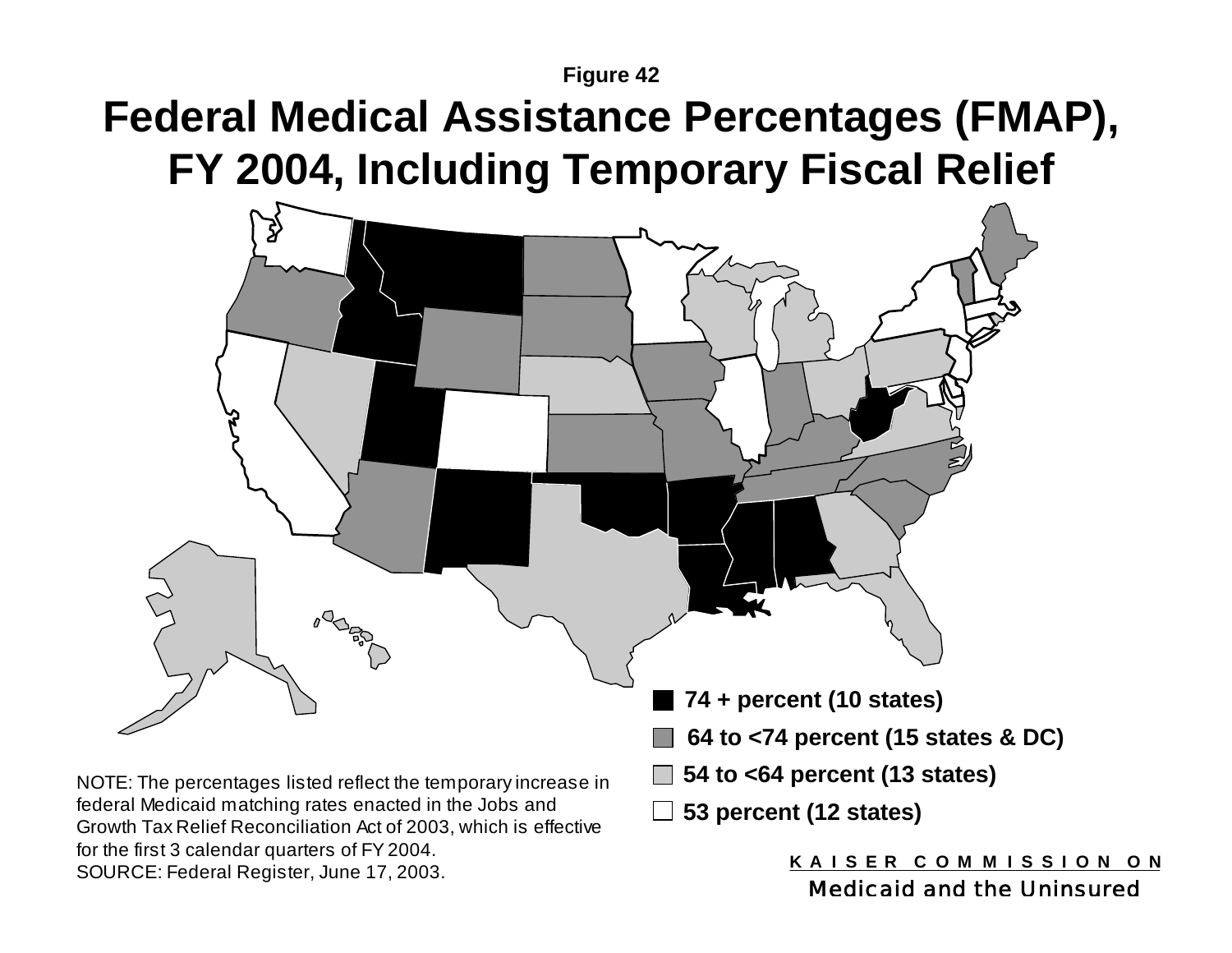Figure 42

# Federal Medical Assistance Percentages (FMAP), FY 2004, Including Temporary Fiscal Relief

- **74 + percent (10 states)**
- **64 to <74 percent (15 states & DC)**
- **54 to <64 percent (13 states)**
- **53 percent (12 states)**

NOTE: The percentages listed reflect the temporary increase in federal Medicaid matching rates enacted in the Jobs and Growth Tax Relief Reconciliation Act of 2003, which is effective for the first 3 calendar quarters of FY 2004.
SOURCE: Federal Register, June 17, 2003.

KAISER COMMISSION ON
Medicaid and the Uninsured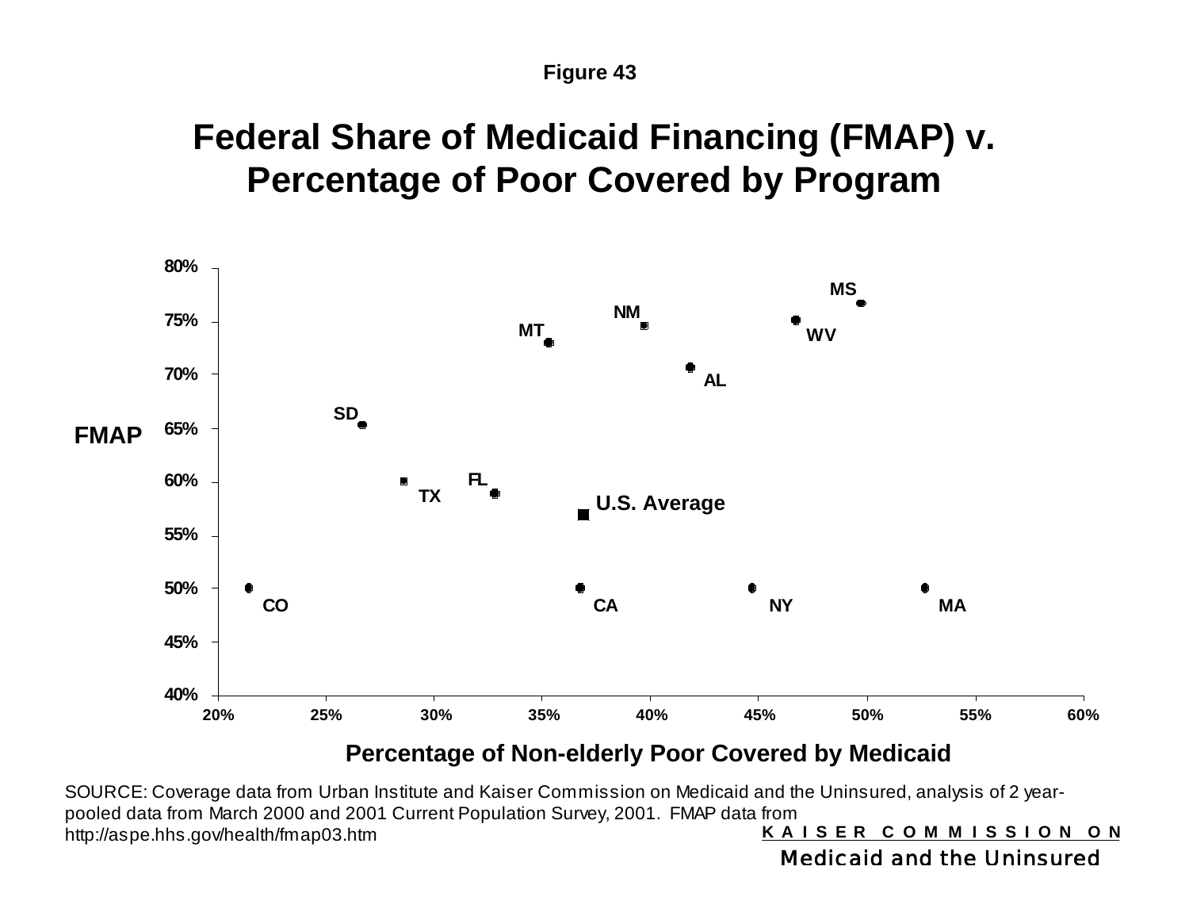Figure 43

# Federal Share of Medicaid Financing (FMAP) v. Percentage of Poor Covered by Program

FMAP

80%
75%
70%
65%
60%
55%
50%
45%
40%

MS, NM, WV, MT, AL, SD, FL, TX, U.S. Average, CO, CA, NY, MA

20% 25% 30% 35% 40% 45% 50% 55% 60%

**Percentage of Non-elderly Poor Covered by Medicaid**

SOURCE: Coverage data from Urban Institute and Kaiser Commission on Medicaid and the Uninsured, analysis of 2 year-pooled data from March 2000 and 2001 Current Population Survey, 2001. FMAP data from http://aspe.hhs.gov/health/fmap03.htm

KAISER COMMISSION ON
Medicaid and the Uninsured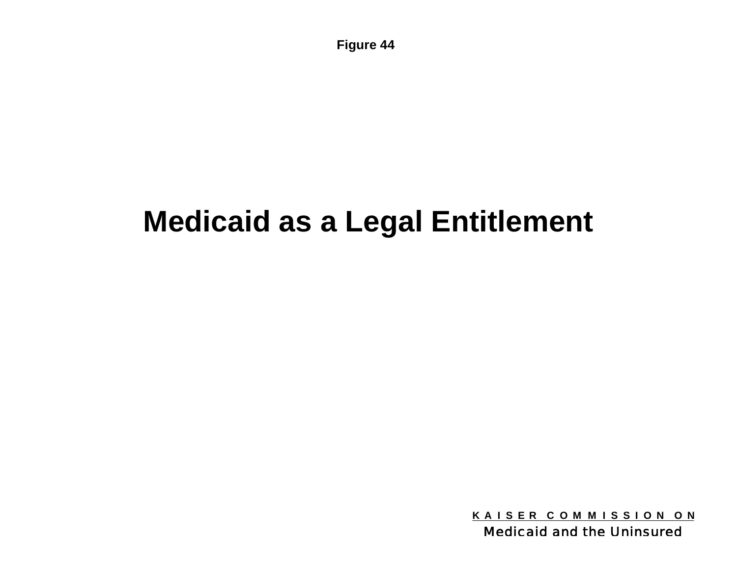Figure 44

# Medicaid as a Legal Entitlement

K A I S E R C O M M I S S I O N O N
Medicaid and the Uninsured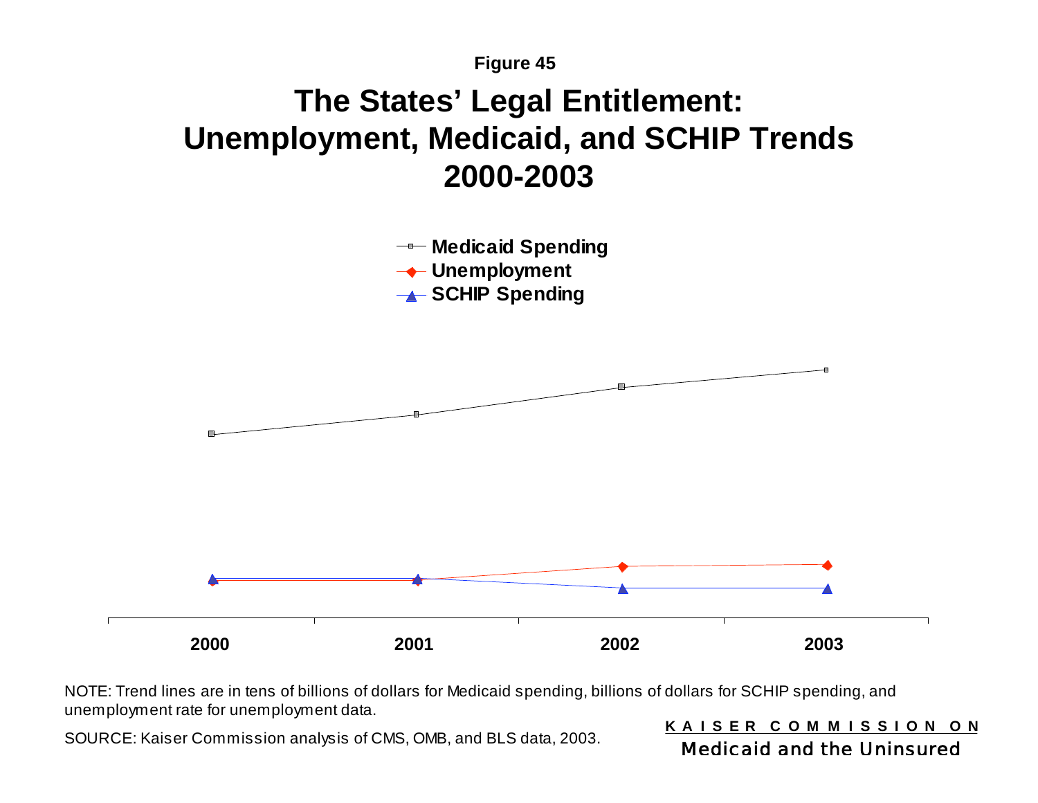Figure 45

# The States' Legal Entitlement: Unemployment, Medicaid, and SCHIP Trends 2000-2003

Medicaid Spending
Unemployment
SCHIP Spending

2000 2001 2002 2003

NOTE: Trend lines are in tens of billions of dollars for Medicaid spending, billions of dollars for SCHIP spending, and unemployment rate for unemployment data.

SOURCE: Kaiser Commission analysis of CMS, OMB, and BLS data, 2003.

KAISER COMMISSION ON
Medicaid and the Uninsured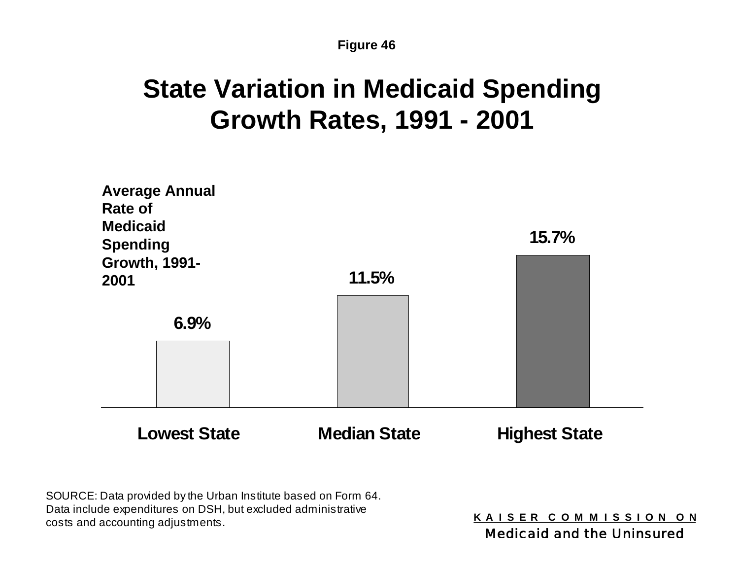Figure 46

# State Variation in Medicaid Spending Growth Rates, 1991 - 2001

Average Annual Rate of Medicaid Spending Growth, 1991-2001

| | Average Annual Rate of Medicaid Spending Growth, 1991-2001 |
|---|---|
| Lowest State | 6.9% |
| Median State | 11.5% |
| Highest State | 15.7% |

SOURCE: Data provided by the Urban Institute based on Form 64. Data include expenditures on DSH, but excluded administrative costs and accounting adjustments.

KAISER COMMISSION ON Medicaid and the Uninsured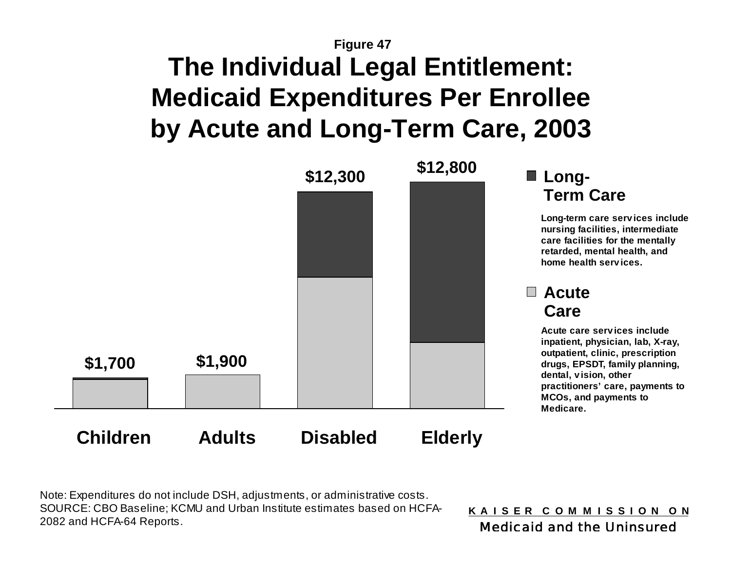Figure 47

# The Individual Legal Entitlement: Medicaid Expenditures Per Enrollee by Acute and Long-Term Care, 2003

| | Children | Adults | Disabled | Elderly |
|---|---|---|---|---|
| Total | $1,700 | $1,900 | $12,300 | $12,800 |

**Long-Term Care**

Long-term care services include nursing facilities, intermediate care facilities for the mentally retarded, mental health, and home health services.

**Acute Care**

Acute care services include inpatient, physician, lab, X-ray, outpatient, clinic, prescription drugs, EPSDT, family planning, dental, vision, other practitioners' care, payments to MCOs, and payments to Medicare.

Note: Expenditures do not include DSH, adjustments, or administrative costs.
SOURCE: CBO Baseline; KCMU and Urban Institute estimates based on HCFA-2082 and HCFA-64 Reports.

KAISER COMMISSION ON Medicaid and the Uninsured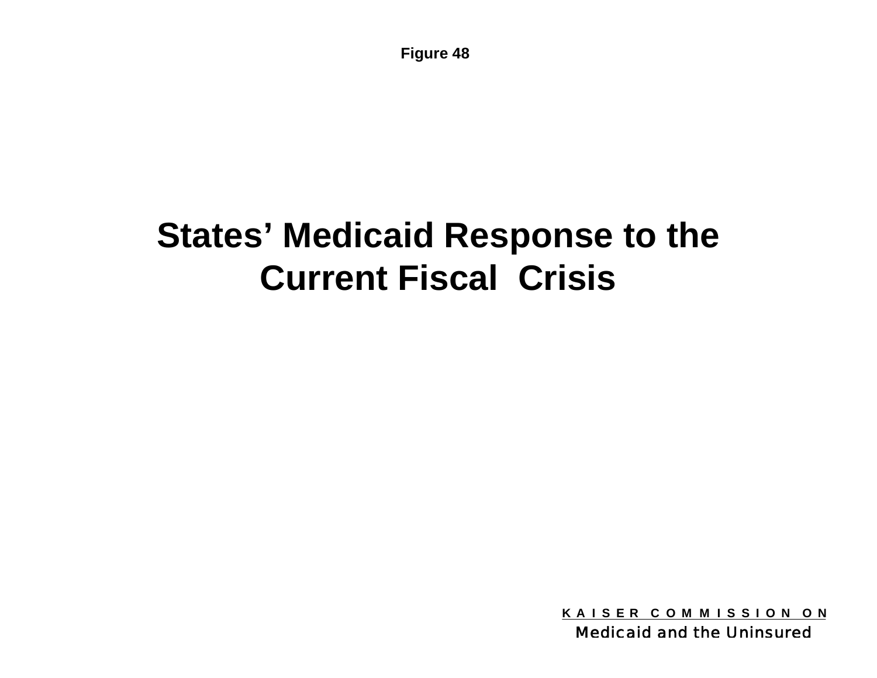Figure 48

# States' Medicaid Response to the Current Fiscal Crisis

K A I S E R C O M M I S S I O N O N
Medicaid and the Uninsured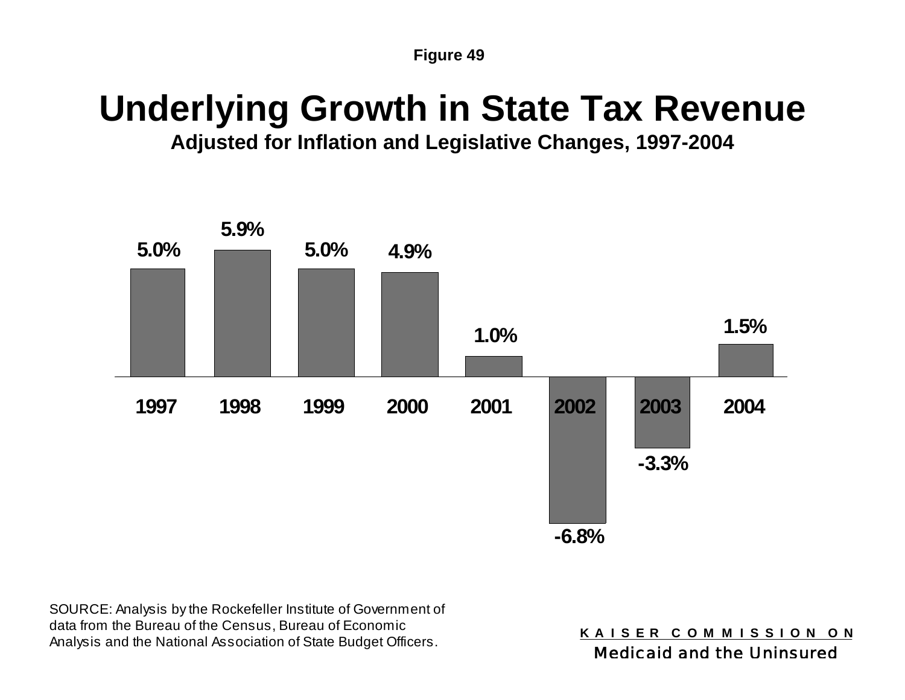Figure 49

# Underlying Growth in State Tax Revenue

**Adjusted for Inflation and Legislative Changes, 1997-2004**

| Year | Growth |
|---|---|
| 1997 | 5.0% |
| 1998 | 5.9% |
| 1999 | 5.0% |
| 2000 | 4.9% |
| 2001 | 1.0% |
| 2002 | -6.8% |
| 2003 | -3.3% |
| 2004 | 1.5% |

SOURCE: Analysis by the Rockefeller Institute of Government of data from the Bureau of the Census, Bureau of Economic Analysis and the National Association of State Budget Officers.

KAISER COMMISSION ON
Medicaid and the Uninsured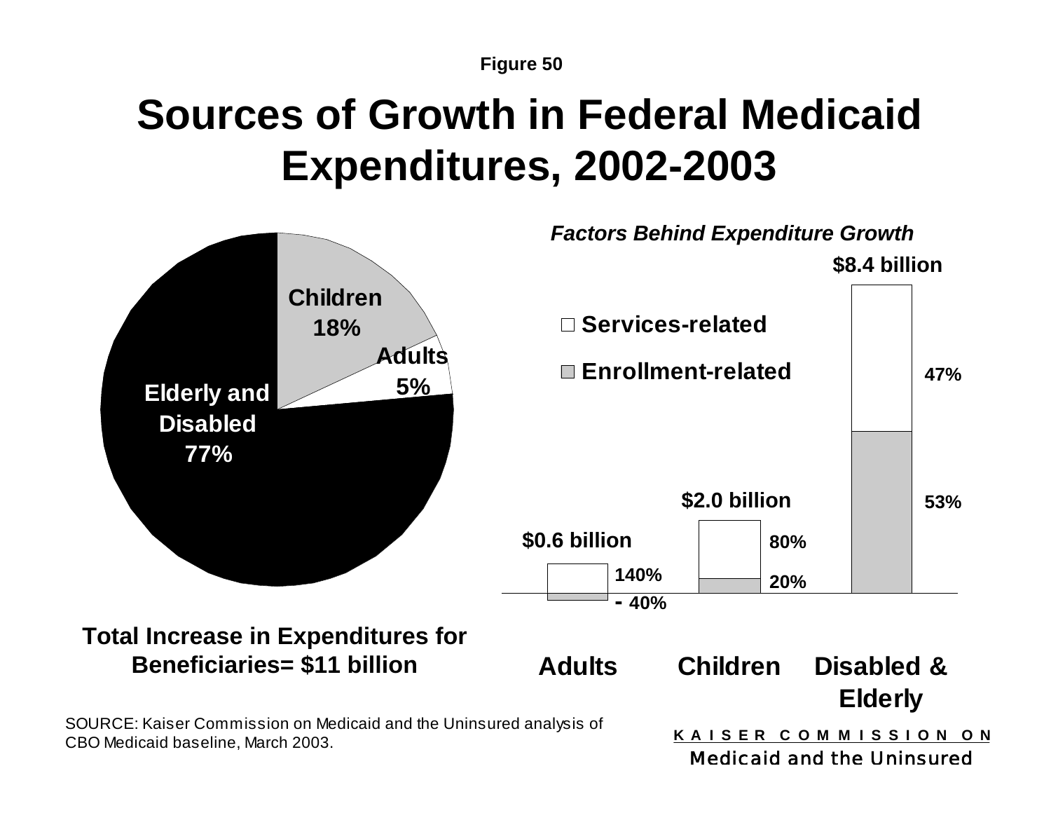Figure 50

# Sources of Growth in Federal Medicaid Expenditures, 2002-2003

| Group | Share of Growth |
|---|---|
| Children | 18% |
| Adults | 5% |
| Elderly and Disabled | 77% |

**Total Increase in Expenditures for Beneficiaries= $11 billion**

*Factors Behind Expenditure Growth*

| | Adults | Children | Disabled & Elderly |
|---|---|---|---|
| Total | $0.6 billion | $2.0 billion | $8.4 billion |
| Services-related | 140% | 80% | 47% |
| Enrollment-related | - 40% | 20% | 53% |

SOURCE: Kaiser Commission on Medicaid and the Uninsured analysis of CBO Medicaid baseline, March 2003.

KAISER COMMISSION ON Medicaid and the Uninsured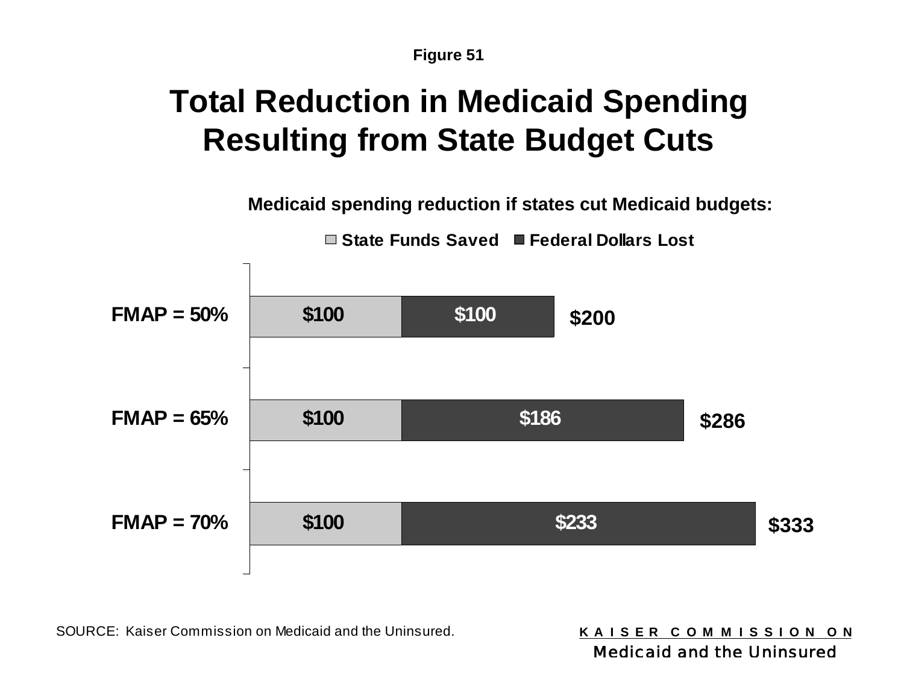Figure 51

# Total Reduction in Medicaid Spending Resulting from State Budget Cuts

**Medicaid spending reduction if states cut Medicaid budgets:**

| | State Funds Saved | Federal Dollars Lost | Total |
|---|---|---|---|
| FMAP = 50% | $100 | $100 | $200 |
| FMAP = 65% | $100 | $186 | $286 |
| FMAP = 70% | $100 | $233 | $333 |

SOURCE: Kaiser Commission on Medicaid and the Uninsured.

KAISER COMMISSION ON
Medicaid and the Uninsured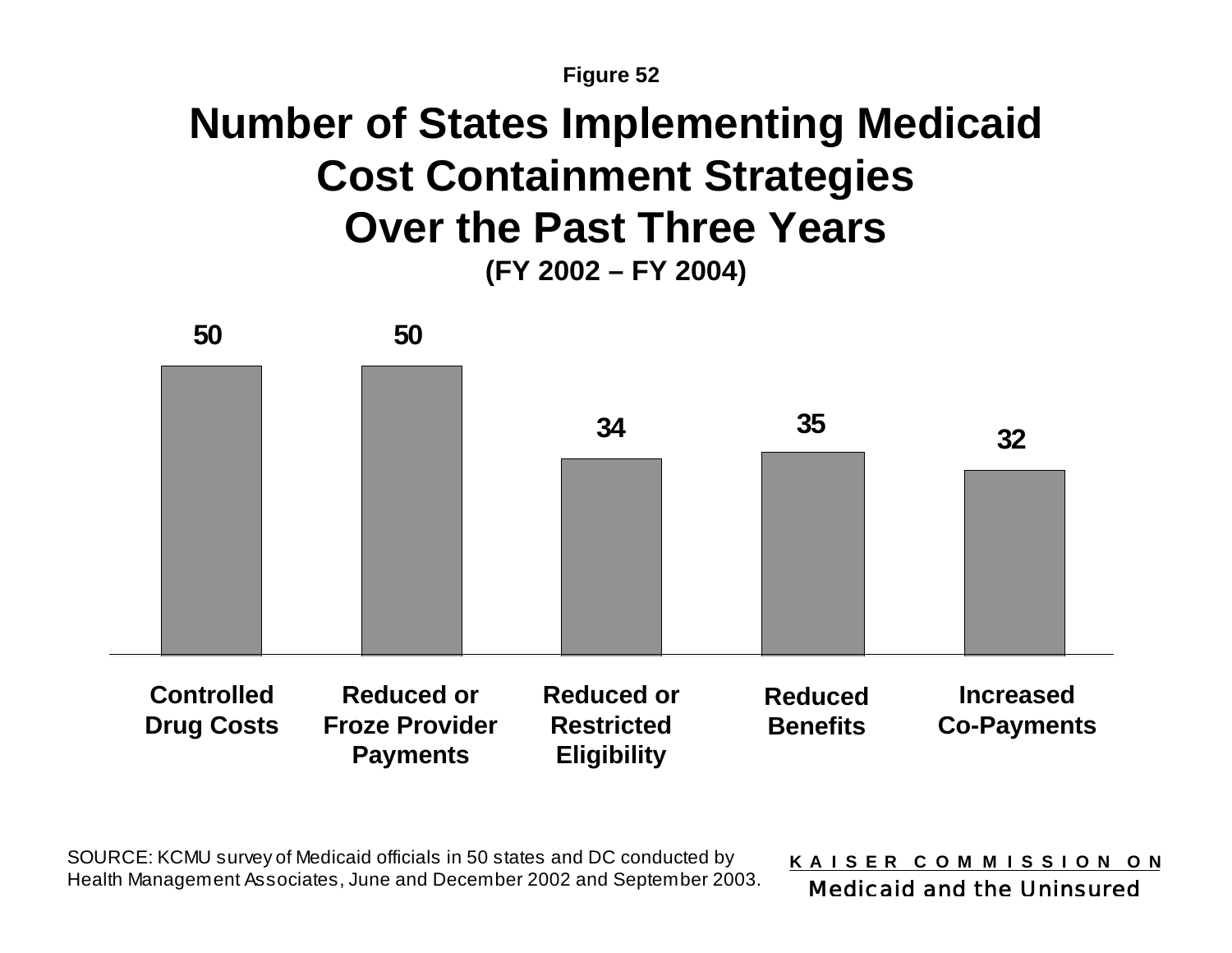Figure 52

# Number of States Implementing Medicaid Cost Containment Strategies Over the Past Three Years

**(FY 2002 – FY 2004)**

| Strategy | Number of States |
|---|---|
| Controlled Drug Costs | 50 |
| Reduced or Froze Provider Payments | 50 |
| Reduced or Restricted Eligibility | 34 |
| Reduced Benefits | 35 |
| Increased Co-Payments | 32 |

SOURCE: KCMU survey of Medicaid officials in 50 states and DC conducted by Health Management Associates, June and December 2002 and September 2003.

KAISER COMMISSION ON Medicaid and the Uninsured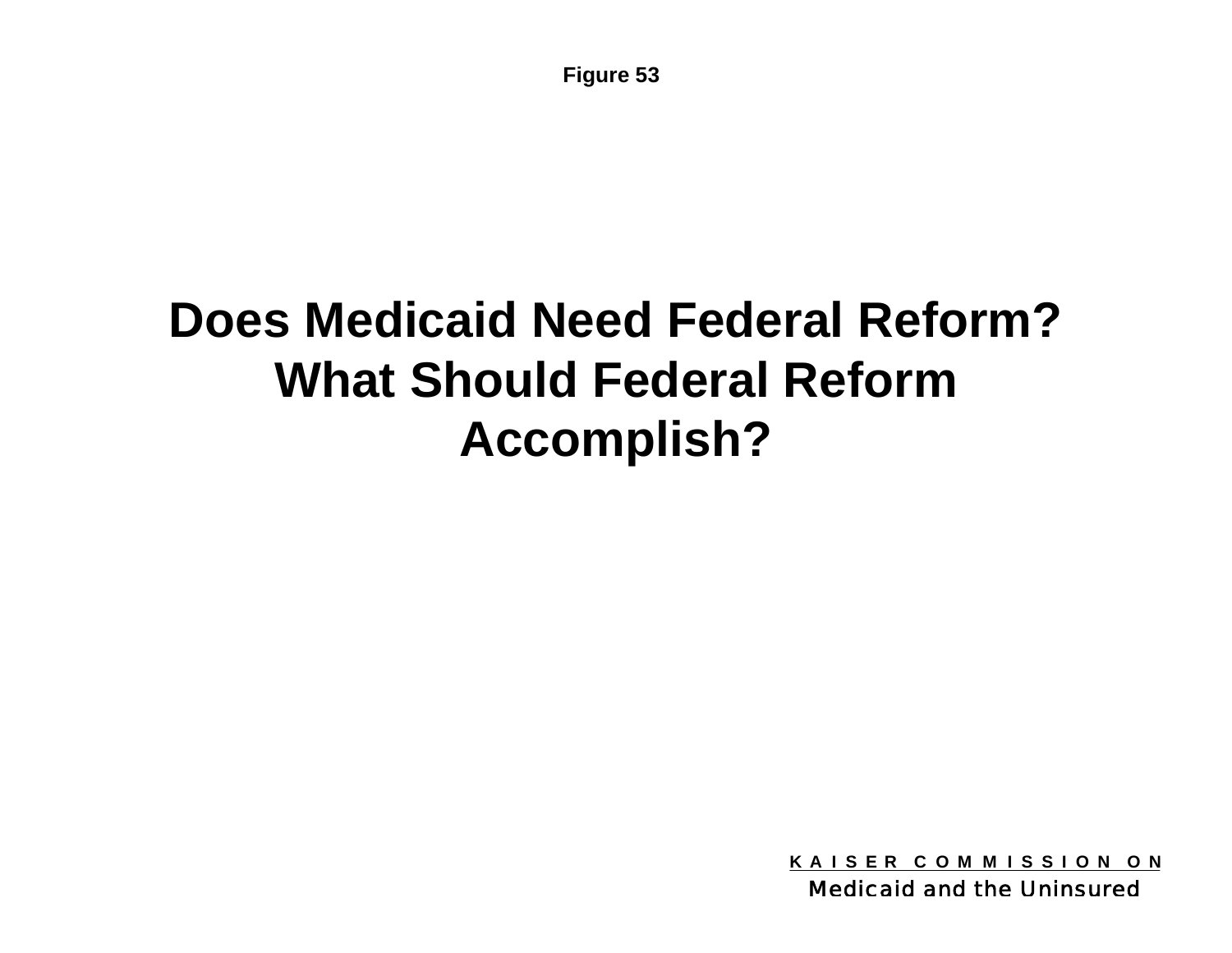Figure 53

# Does Medicaid Need Federal Reform? What Should Federal Reform Accomplish?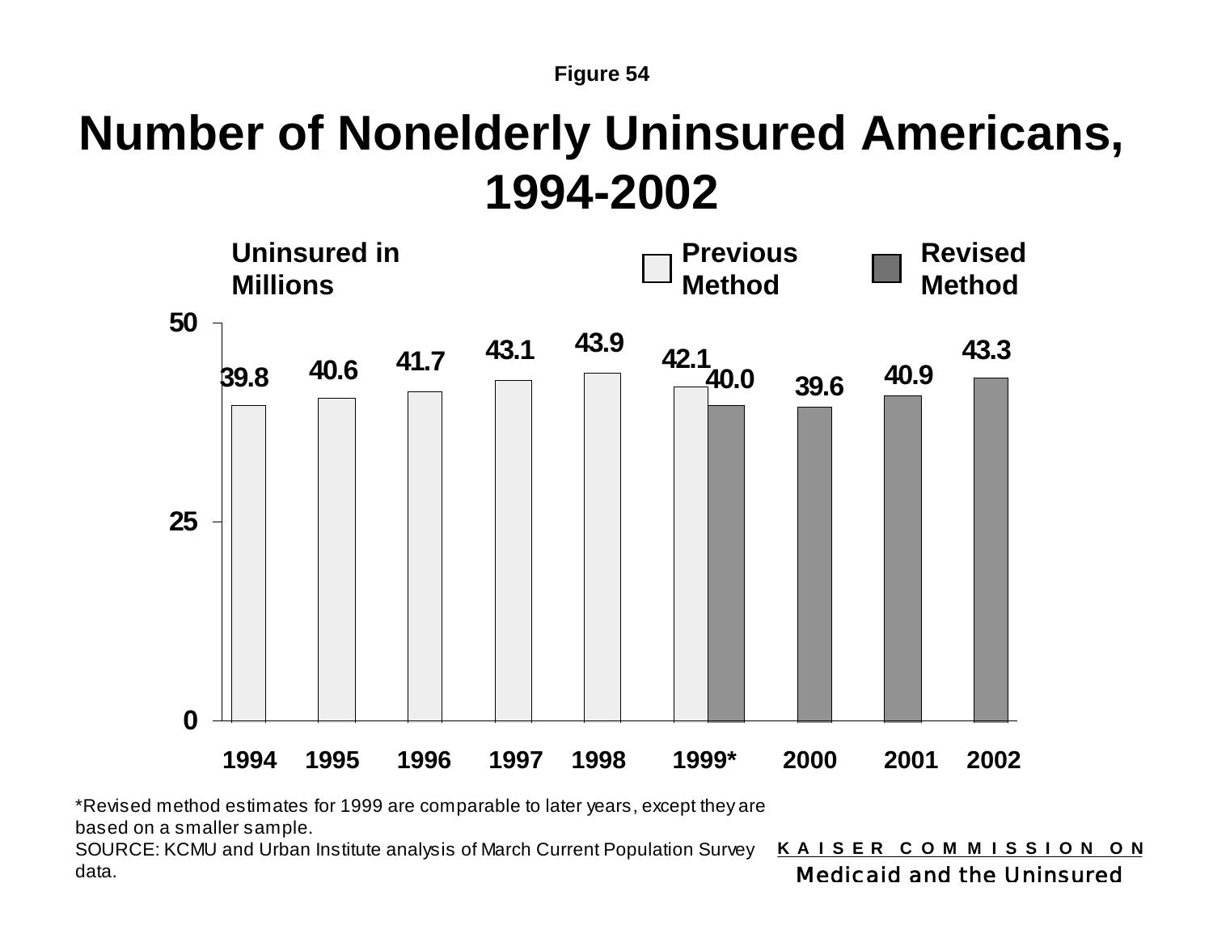Figure 54

# Number of Nonelderly Uninsured Americans, 1994-2002

Uninsured in Millions

| Year | Previous Method | Revised Method |
|---|---|---|
| 1994 | 39.8 | |
| 1995 | 40.6 | |
| 1996 | 41.7 | |
| 1997 | 43.1 | |
| 1998 | 43.9 | |
| 1999* | 42.1 | 40.0 |
| 2000 | | 39.6 |
| 2001 | | 40.9 |
| 2002 | | 43.3 |

*Revised method estimates for 1999 are comparable to later years, except they are based on a smaller sample.

SOURCE: KCMU and Urban Institute analysis of March Current Population Survey data.

KAISER COMMISSION ON
Medicaid and the Uninsured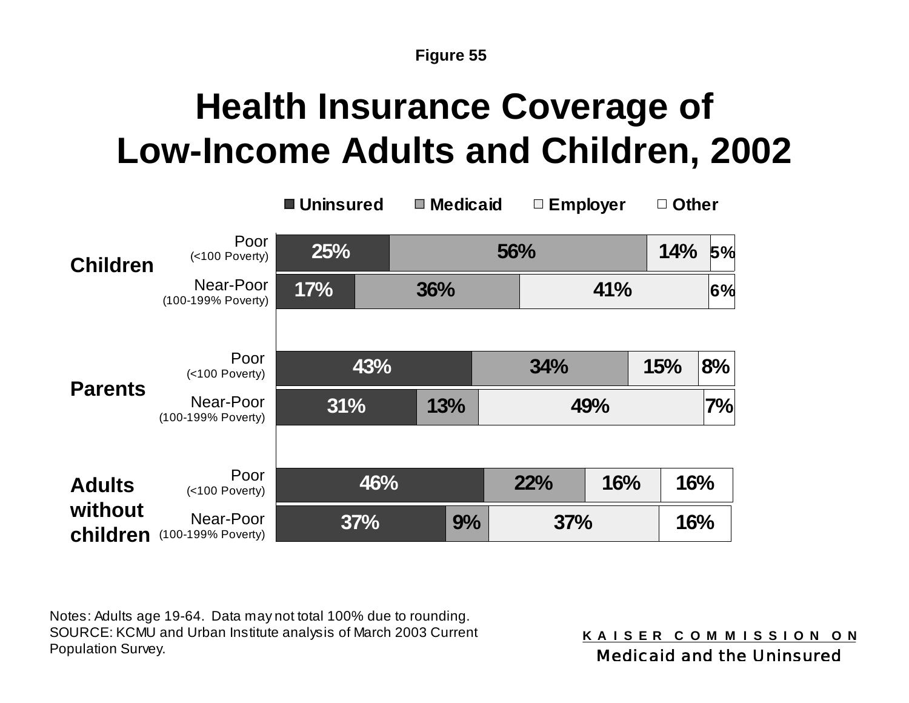Figure 55

# Health Insurance Coverage of Low-Income Adults and Children, 2002

| Group | Income | Uninsured | Medicaid | Employer | Other |
|---|---|---|---|---|---|
| Children | Poor (<100 Poverty) | 25% | 56% | 14% | 5% |
| | Near-Poor (100-199% Poverty) | 17% | 36% | 41% | 6% |
| Parents | Poor (<100 Poverty) | 43% | 34% | 15% | 8% |
| | Near-Poor (100-199% Poverty) | 31% | 13% | 49% | 7% |
| Adults without children | Poor (<100 Poverty) | 46% | 22% | 16% | 16% |
| | Near-Poor (100-199% Poverty) | 37% | 9% | 37% | 16% |

Notes: Adults age 19-64. Data may not total 100% due to rounding.
SOURCE: KCMU and Urban Institute analysis of March 2003 Current Population Survey.

KAISER COMMISSION ON
Medicaid and the Uninsured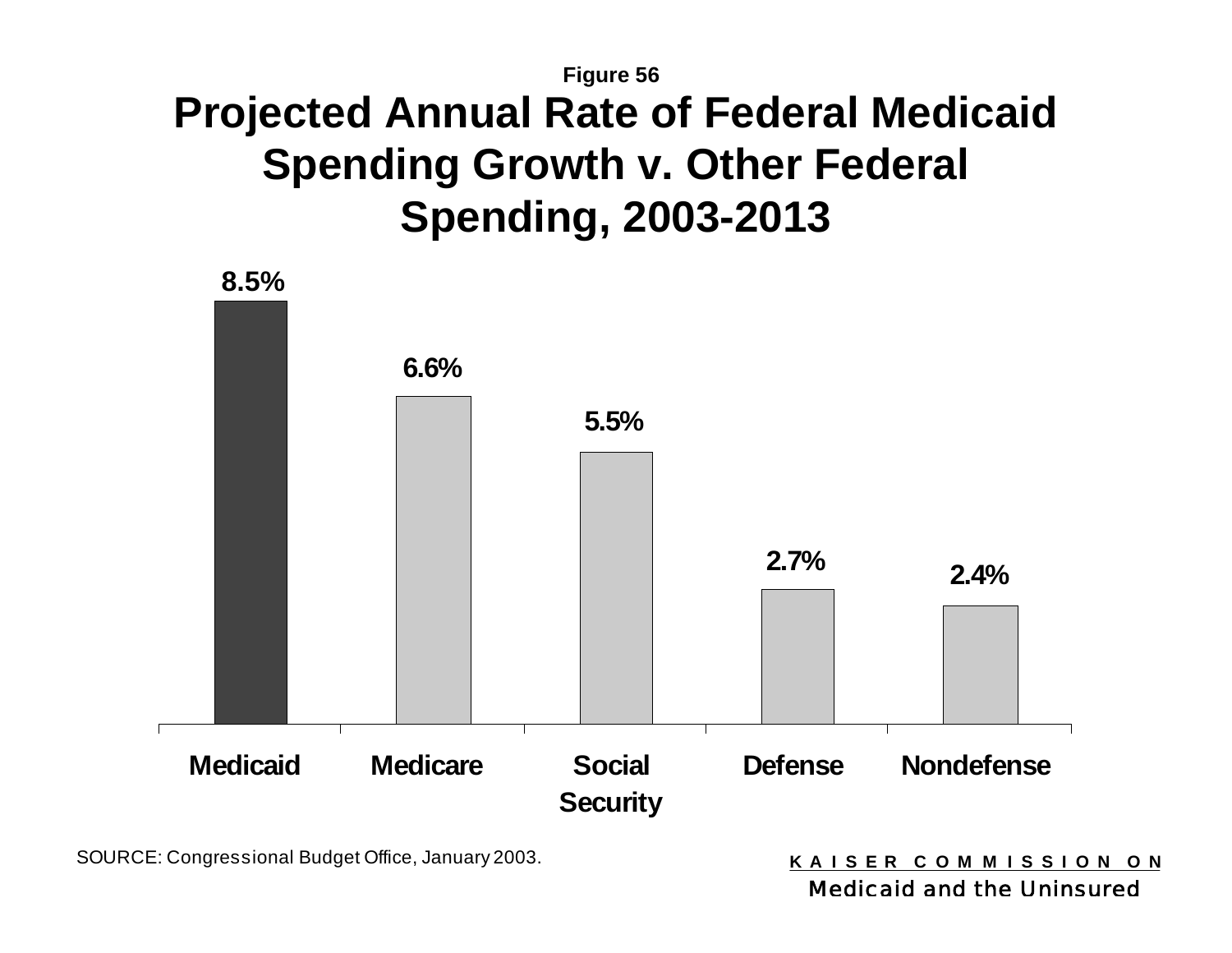Figure 56

# Projected Annual Rate of Federal Medicaid Spending Growth v. Other Federal Spending, 2003-2013

| Category | Projected Annual Growth Rate |
|---|---|
| Medicaid | 8.5% |
| Medicare | 6.6% |
| Social Security | 5.5% |
| Defense | 2.7% |
| Nondefense | 2.4% |

SOURCE: Congressional Budget Office, January 2003.

KAISER COMMISSION ON
Medicaid and the Uninsured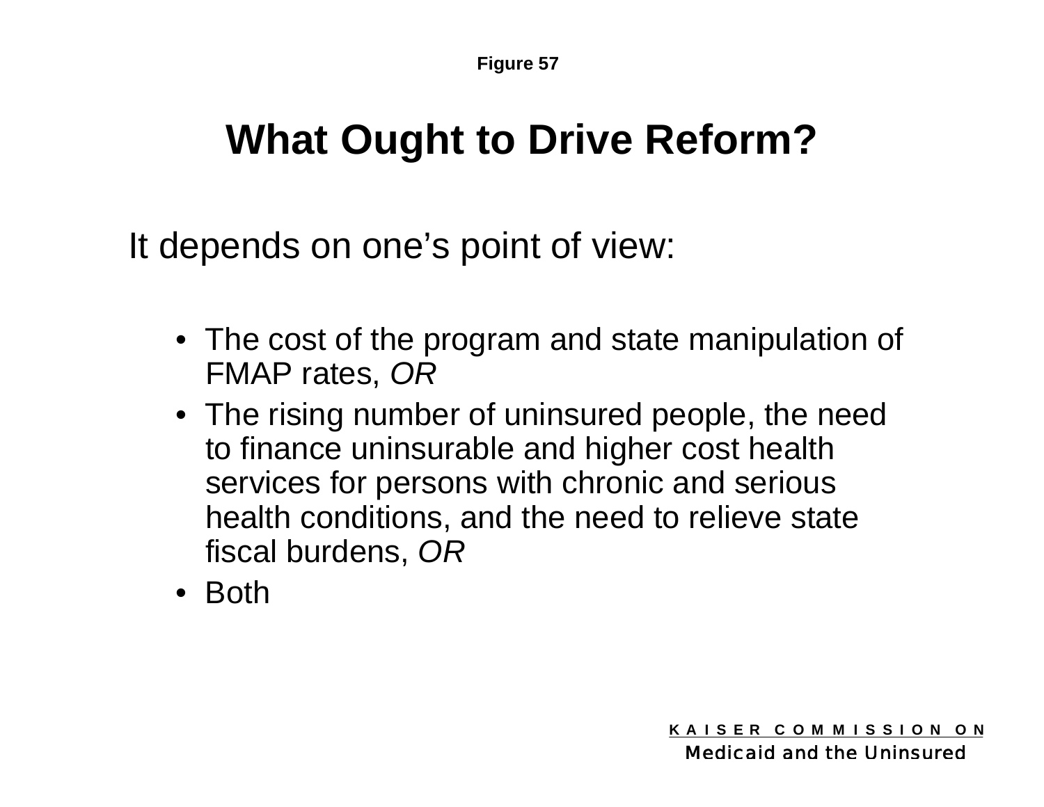Figure 57

# What Ought to Drive Reform?

It depends on one's point of view:

- The cost of the program and state manipulation of FMAP rates, *OR*
- The rising number of uninsured people, the need to finance uninsurable and higher cost health services for persons with chronic and serious health conditions, and the need to relieve state fiscal burdens, *OR*
- Both

KAISER COMMISSION ON
Medicaid and the Uninsured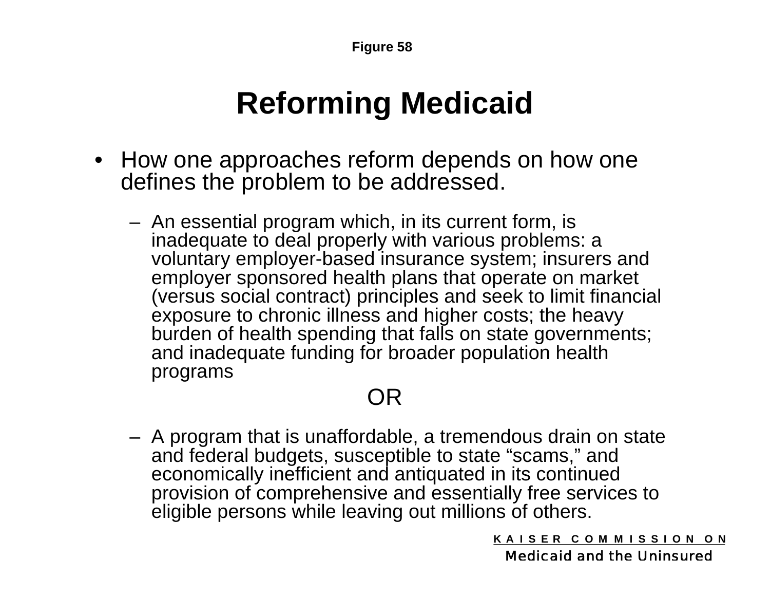Figure 58

# Reforming Medicaid

- How one approaches reform depends on how one defines the problem to be addressed.
  - An essential program which, in its current form, is inadequate to deal properly with various problems: a voluntary employer-based insurance system; insurers and employer sponsored health plans that operate on market (versus social contract) principles and seek to limit financial exposure to chronic illness and higher costs; the heavy burden of health spending that falls on state governments; and inadequate funding for broader population health programs

OR

  - A program that is unaffordable, a tremendous drain on state and federal budgets, susceptible to state "scams," and economically inefficient and antiquated in its continued provision of comprehensive and essentially free services to eligible persons while leaving out millions of others.

KAISER COMMISSION ON
Medicaid and the Uninsured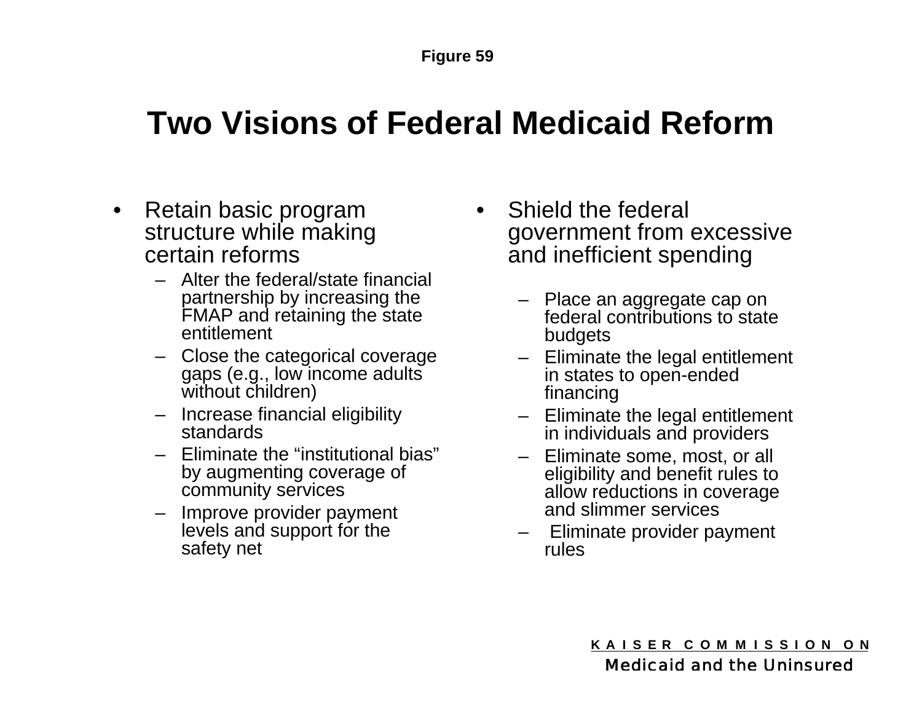Figure 59

# Two Visions of Federal Medicaid Reform

- Retain basic program structure while making certain reforms
  - Alter the federal/state financial partnership by increasing the FMAP and retaining the state entitlement
  - Close the categorical coverage gaps (e.g., low income adults without children)
  - Increase financial eligibility standards
  - Eliminate the “institutional bias” by augmenting coverage of community services
  - Improve provider payment levels and support for the safety net

- Shield the federal government from excessive and inefficient spending
  - Place an aggregate cap on federal contributions to state budgets
  - Eliminate the legal entitlement in states to open-ended financing
  - Eliminate the legal entitlement in individuals and providers
  - Eliminate some, most, or all eligibility and benefit rules to allow reductions in coverage and slimmer services
  - Eliminate provider payment rules

KAISER COMMISSION ON
Medicaid and the Uninsured